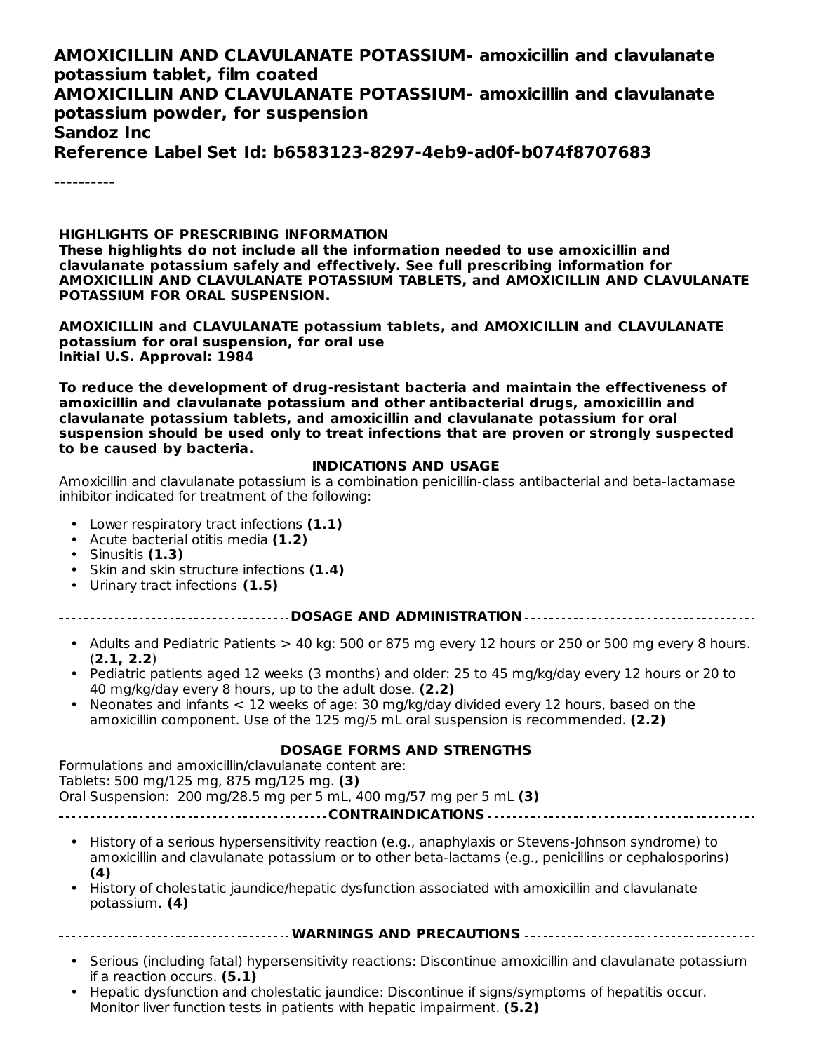**AMOXICILLIN AND CLAVULANATE POTASSIUM- amoxicillin and clavulanate potassium tablet, film coated**
**AMOXICILLIN AND CLAVULANATE POTASSIUM- amoxicillin and clavulanate potassium powder, for suspension**
**Sandoz Inc**
**Reference Label Set Id: b6583123-8297-4eb9-ad0f-b074f8707683**

----------

**HIGHLIGHTS OF PRESCRIBING INFORMATION**
**These highlights do not include all the information needed to use amoxicillin and clavulanate potassium safely and effectively. See full prescribing information for AMOXICILLIN AND CLAVULANATE POTASSIUM TABLETS, and AMOXICILLIN AND CLAVULANATE POTASSIUM FOR ORAL SUSPENSION.**

**AMOXICILLIN and CLAVULANATE potassium tablets, and AMOXICILLIN and CLAVULANATE potassium for oral suspension, for oral use**
**Initial U.S. Approval: 1984**

**To reduce the development of drug-resistant bacteria and maintain the effectiveness of amoxicillin and clavulanate potassium and other antibacterial drugs, amoxicillin and clavulanate potassium tablets, and amoxicillin and clavulanate potassium for oral suspension should be used only to treat infections that are proven or strongly suspected to be caused by bacteria.**

**INDICATIONS AND USAGE**

Amoxicillin and clavulanate potassium is a combination penicillin-class antibacterial and beta-lactamase inhibitor indicated for treatment of the following:

- Lower respiratory tract infections **(1.1)**
- Acute bacterial otitis media **(1.2)**
- Sinusitis **(1.3)**
- Skin and skin structure infections **(1.4)**
- Urinary tract infections **(1.5)**

**DOSAGE AND ADMINISTRATION**

- Adults and Pediatric Patients > 40 kg: 500 or 875 mg every 12 hours or 250 or 500 mg every 8 hours. (**2.1, 2.2**)
- Pediatric patients aged 12 weeks (3 months) and older: 25 to 45 mg/kg/day every 12 hours or 20 to 40 mg/kg/day every 8 hours, up to the adult dose. **(2.2)**
- Neonates and infants < 12 weeks of age: 30 mg/kg/day divided every 12 hours, based on the amoxicillin component. Use of the 125 mg/5 mL oral suspension is recommended. **(2.2)**

**DOSAGE FORMS AND STRENGTHS**

Formulations and amoxicillin/clavulanate content are:
Tablets: 500 mg/125 mg, 875 mg/125 mg. **(3)**
Oral Suspension: 200 mg/28.5 mg per 5 mL, 400 mg/57 mg per 5 mL **(3)**

**CONTRAINDICATIONS**

- History of a serious hypersensitivity reaction (e.g., anaphylaxis or Stevens-Johnson syndrome) to amoxicillin and clavulanate potassium or to other beta-lactams (e.g., penicillins or cephalosporins) **(4)**
- History of cholestatic jaundice/hepatic dysfunction associated with amoxicillin and clavulanate potassium. **(4)**

**WARNINGS AND PRECAUTIONS**

- Serious (including fatal) hypersensitivity reactions: Discontinue amoxicillin and clavulanate potassium if a reaction occurs. **(5.1)**
- Hepatic dysfunction and cholestatic jaundice: Discontinue if signs/symptoms of hepatitis occur. Monitor liver function tests in patients with hepatic impairment. **(5.2)**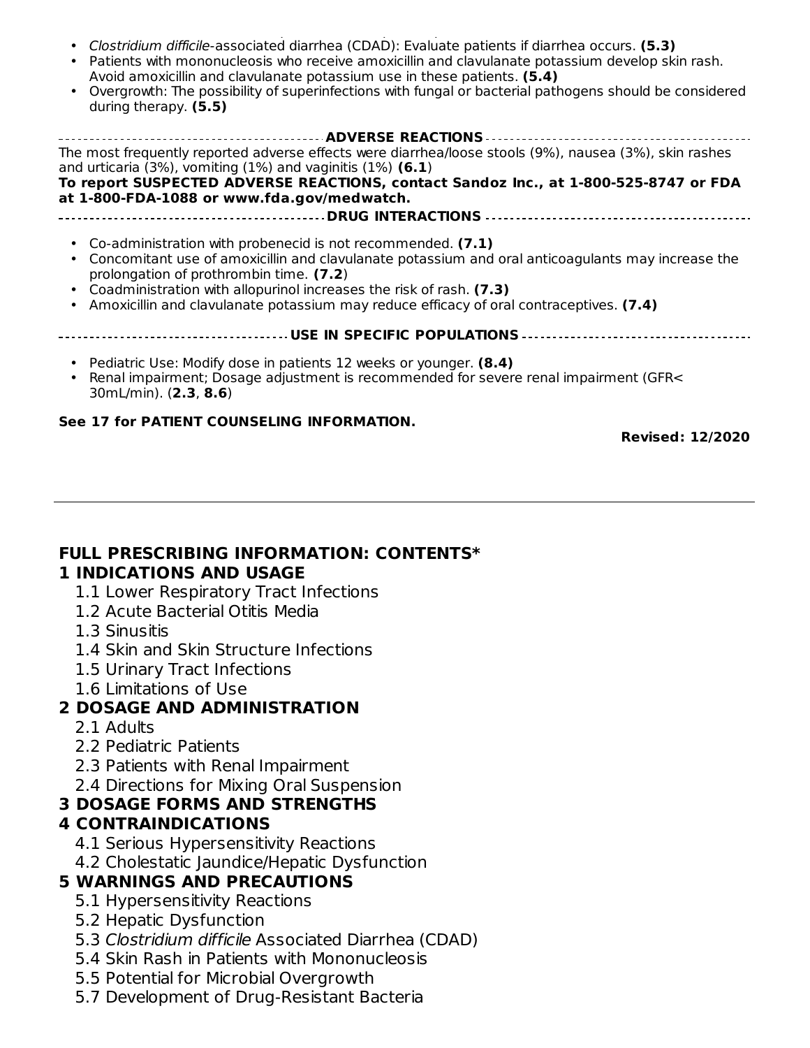- *Clostridium difficile*-associated diarrhea (CDAD): Evaluate patients if diarrhea occurs. **(5.3)**
- Patients with mononucleosis who receive amoxicillin and clavulanate potassium develop skin rash. Avoid amoxicillin and clavulanate potassium use in these patients. **(5.4)**
- Overgrowth: The possibility of superinfections with fungal or bacterial pathogens should be considered during therapy. **(5.5)**

**ADVERSE REACTIONS**

The most frequently reported adverse effects were diarrhea/loose stools (9%), nausea (3%), skin rashes and urticaria (3%), vomiting (1%) and vaginitis (1%) **(6.1)**

**To report SUSPECTED ADVERSE REACTIONS, contact Sandoz Inc., at 1-800-525-8747 or FDA at 1-800-FDA-1088 or www.fda.gov/medwatch.**

**DRUG INTERACTIONS**

- Co-administration with probenecid is not recommended. **(7.1)**
- Concomitant use of amoxicillin and clavulanate potassium and oral anticoagulants may increase the prolongation of prothrombin time. **(7.2)**
- Coadministration with allopurinol increases the risk of rash. **(7.3)**
- Amoxicillin and clavulanate potassium may reduce efficacy of oral contraceptives. **(7.4)**

**USE IN SPECIFIC POPULATIONS**

- Pediatric Use: Modify dose in patients 12 weeks or younger. **(8.4)**
- Renal impairment; Dosage adjustment is recommended for severe renal impairment (GFR< 30mL/min). (**2.3**, **8.6**)

**See 17 for PATIENT COUNSELING INFORMATION.**

**Revised: 12/2020**

---

## FULL PRESCRIBING INFORMATION: CONTENTS*

### 1 INDICATIONS AND USAGE

- 1.1 Lower Respiratory Tract Infections
- 1.2 Acute Bacterial Otitis Media
- 1.3 Sinusitis
- 1.4 Skin and Skin Structure Infections
- 1.5 Urinary Tract Infections
- 1.6 Limitations of Use

### 2 DOSAGE AND ADMINISTRATION

- 2.1 Adults
- 2.2 Pediatric Patients
- 2.3 Patients with Renal Impairment
- 2.4 Directions for Mixing Oral Suspension

### 3 DOSAGE FORMS AND STRENGTHS

### 4 CONTRAINDICATIONS

- 4.1 Serious Hypersensitivity Reactions
- 4.2 Cholestatic Jaundice/Hepatic Dysfunction

### 5 WARNINGS AND PRECAUTIONS

- 5.1 Hypersensitivity Reactions
- 5.2 Hepatic Dysfunction
- 5.3 *Clostridium difficile* Associated Diarrhea (CDAD)
- 5.4 Skin Rash in Patients with Mononucleosis
- 5.5 Potential for Microbial Overgrowth
- 5.7 Development of Drug-Resistant Bacteria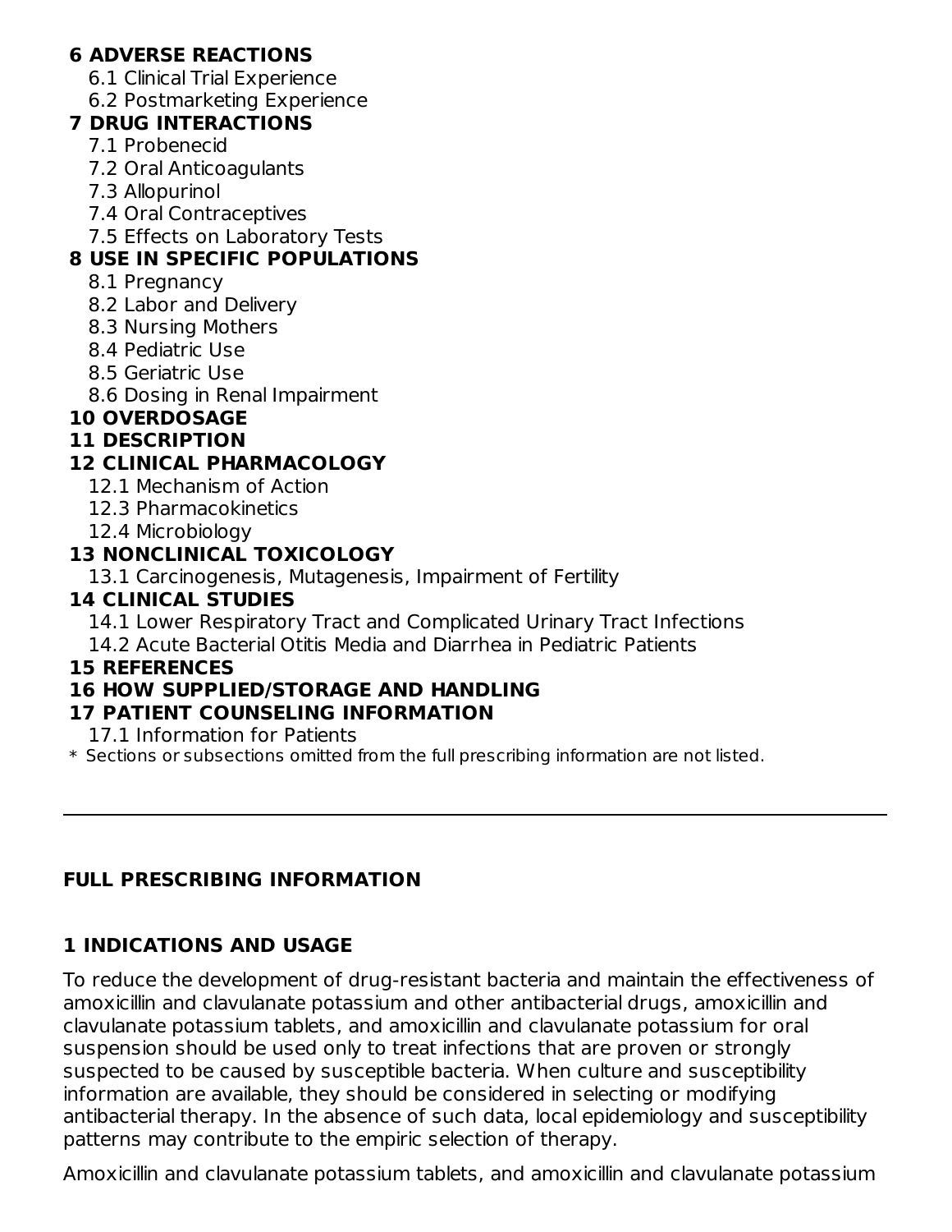**6 ADVERSE REACTIONS**
- 6.1 Clinical Trial Experience
- 6.2 Postmarketing Experience

**7 DRUG INTERACTIONS**
- 7.1 Probenecid
- 7.2 Oral Anticoagulants
- 7.3 Allopurinol
- 7.4 Oral Contraceptives
- 7.5 Effects on Laboratory Tests

**8 USE IN SPECIFIC POPULATIONS**
- 8.1 Pregnancy
- 8.2 Labor and Delivery
- 8.3 Nursing Mothers
- 8.4 Pediatric Use
- 8.5 Geriatric Use
- 8.6 Dosing in Renal Impairment

**10 OVERDOSAGE**

**11 DESCRIPTION**

**12 CLINICAL PHARMACOLOGY**
- 12.1 Mechanism of Action
- 12.3 Pharmacokinetics
- 12.4 Microbiology

**13 NONCLINICAL TOXICOLOGY**
- 13.1 Carcinogenesis, Mutagenesis, Impairment of Fertility

**14 CLINICAL STUDIES**
- 14.1 Lower Respiratory Tract and Complicated Urinary Tract Infections
- 14.2 Acute Bacterial Otitis Media and Diarrhea in Pediatric Patients

**15 REFERENCES**

**16 HOW SUPPLIED/STORAGE AND HANDLING**

**17 PATIENT COUNSELING INFORMATION**
- 17.1 Information for Patients

\* Sections or subsections omitted from the full prescribing information are not listed.

---

# FULL PRESCRIBING INFORMATION

## 1 INDICATIONS AND USAGE

To reduce the development of drug-resistant bacteria and maintain the effectiveness of amoxicillin and clavulanate potassium and other antibacterial drugs, amoxicillin and clavulanate potassium tablets, and amoxicillin and clavulanate potassium for oral suspension should be used only to treat infections that are proven or strongly suspected to be caused by susceptible bacteria. When culture and susceptibility information are available, they should be considered in selecting or modifying antibacterial therapy. In the absence of such data, local epidemiology and susceptibility patterns may contribute to the empiric selection of therapy.

Amoxicillin and clavulanate potassium tablets, and amoxicillin and clavulanate potassium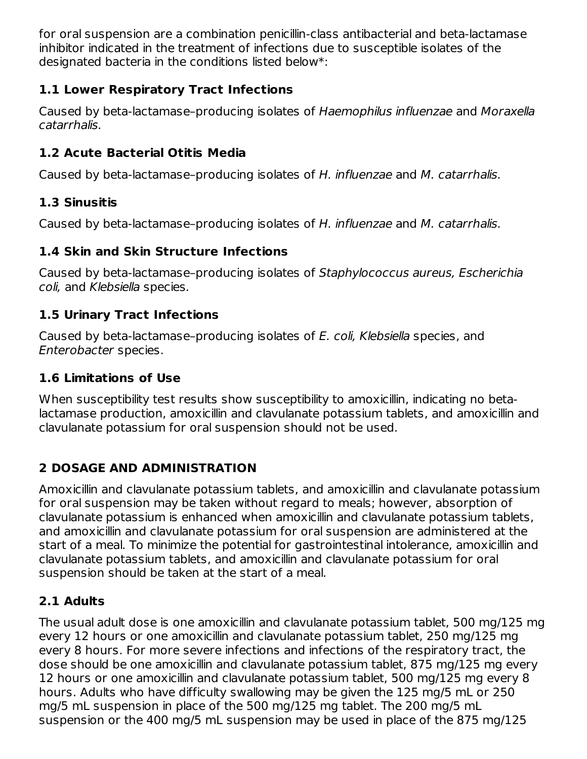for oral suspension are a combination penicillin-class antibacterial and beta-lactamase inhibitor indicated in the treatment of infections due to susceptible isolates of the designated bacteria in the conditions listed below*:

### 1.1 Lower Respiratory Tract Infections

Caused by beta-lactamase–producing isolates of *Haemophilus influenzae* and *Moraxella catarrhalis*.

### 1.2 Acute Bacterial Otitis Media

Caused by beta-lactamase–producing isolates of *H. influenzae* and *M. catarrhalis*.

### 1.3 Sinusitis

Caused by beta-lactamase–producing isolates of *H. influenzae* and *M. catarrhalis*.

### 1.4 Skin and Skin Structure Infections

Caused by beta-lactamase–producing isolates of *Staphylococcus aureus, Escherichia coli,* and *Klebsiella* species.

### 1.5 Urinary Tract Infections

Caused by beta-lactamase–producing isolates of *E. coli, Klebsiella* species, and *Enterobacter* species.

### 1.6 Limitations of Use

When susceptibility test results show susceptibility to amoxicillin, indicating no beta-lactamase production, amoxicillin and clavulanate potassium tablets, and amoxicillin and clavulanate potassium for oral suspension should not be used.

## 2 DOSAGE AND ADMINISTRATION

Amoxicillin and clavulanate potassium tablets, and amoxicillin and clavulanate potassium for oral suspension may be taken without regard to meals; however, absorption of clavulanate potassium is enhanced when amoxicillin and clavulanate potassium tablets, and amoxicillin and clavulanate potassium for oral suspension are administered at the start of a meal. To minimize the potential for gastrointestinal intolerance, amoxicillin and clavulanate potassium tablets, and amoxicillin and clavulanate potassium for oral suspension should be taken at the start of a meal.

### 2.1 Adults

The usual adult dose is one amoxicillin and clavulanate potassium tablet, 500 mg/125 mg every 12 hours or one amoxicillin and clavulanate potassium tablet, 250 mg/125 mg every 8 hours. For more severe infections and infections of the respiratory tract, the dose should be one amoxicillin and clavulanate potassium tablet, 875 mg/125 mg every 12 hours or one amoxicillin and clavulanate potassium tablet, 500 mg/125 mg every 8 hours. Adults who have difficulty swallowing may be given the 125 mg/5 mL or 250 mg/5 mL suspension in place of the 500 mg/125 mg tablet. The 200 mg/5 mL suspension or the 400 mg/5 mL suspension may be used in place of the 875 mg/125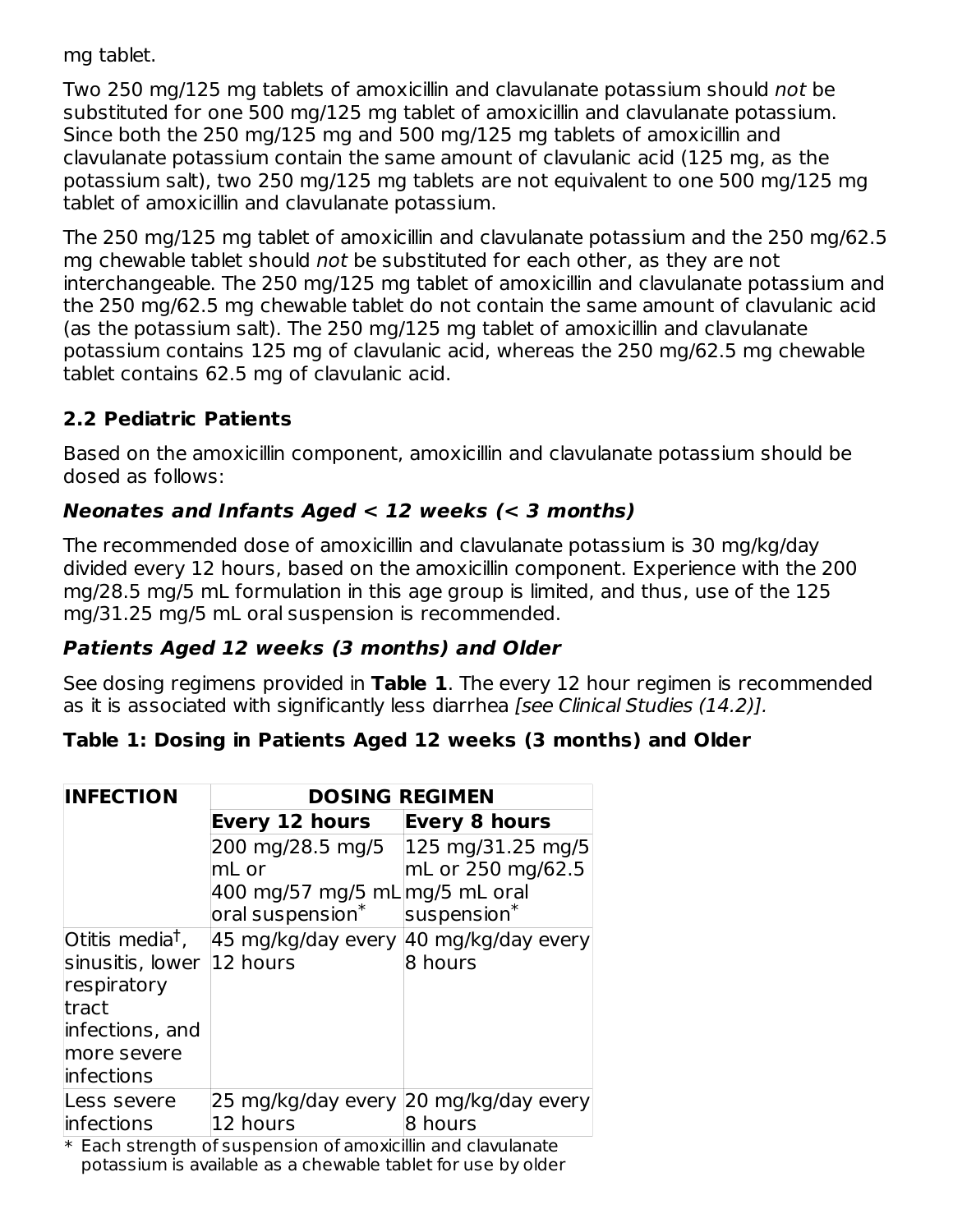mg tablet.

Two 250 mg/125 mg tablets of amoxicillin and clavulanate potassium should *not* be substituted for one 500 mg/125 mg tablet of amoxicillin and clavulanate potassium. Since both the 250 mg/125 mg and 500 mg/125 mg tablets of amoxicillin and clavulanate potassium contain the same amount of clavulanic acid (125 mg, as the potassium salt), two 250 mg/125 mg tablets are not equivalent to one 500 mg/125 mg tablet of amoxicillin and clavulanate potassium.

The 250 mg/125 mg tablet of amoxicillin and clavulanate potassium and the 250 mg/62.5 mg chewable tablet should *not* be substituted for each other, as they are not interchangeable. The 250 mg/125 mg tablet of amoxicillin and clavulanate potassium and the 250 mg/62.5 mg chewable tablet do not contain the same amount of clavulanic acid (as the potassium salt). The 250 mg/125 mg tablet of amoxicillin and clavulanate potassium contains 125 mg of clavulanic acid, whereas the 250 mg/62.5 mg chewable tablet contains 62.5 mg of clavulanic acid.

## 2.2 Pediatric Patients

Based on the amoxicillin component, amoxicillin and clavulanate potassium should be dosed as follows:

### *Neonates and Infants Aged < 12 weeks (< 3 months)*

The recommended dose of amoxicillin and clavulanate potassium is 30 mg/kg/day divided every 12 hours, based on the amoxicillin component. Experience with the 200 mg/28.5 mg/5 mL formulation in this age group is limited, and thus, use of the 125 mg/31.25 mg/5 mL oral suspension is recommended.

### *Patients Aged 12 weeks (3 months) and Older*

See dosing regimens provided in **Table 1**. The every 12 hour regimen is recommended as it is associated with significantly less diarrhea *[see Clinical Studies (14.2)].*

**Table 1: Dosing in Patients Aged 12 weeks (3 months) and Older**

| INFECTION | DOSING REGIMEN | |
|---|---|---|
| | **Every 12 hours** | **Every 8 hours** |
| | 200 mg/28.5 mg/5 mL or 400 mg/57 mg/5 mL oral suspension* | 125 mg/31.25 mg/5 mL or 250 mg/62.5 mg/5 mL oral suspension* |
| Otitis media†, sinusitis, lower respiratory tract infections, and more severe infections | 45 mg/kg/day every 12 hours | 40 mg/kg/day every 8 hours |
| Less severe infections | 25 mg/kg/day every 12 hours | 20 mg/kg/day every 8 hours |

\* Each strength of suspension of amoxicillin and clavulanate potassium is available as a chewable tablet for use by older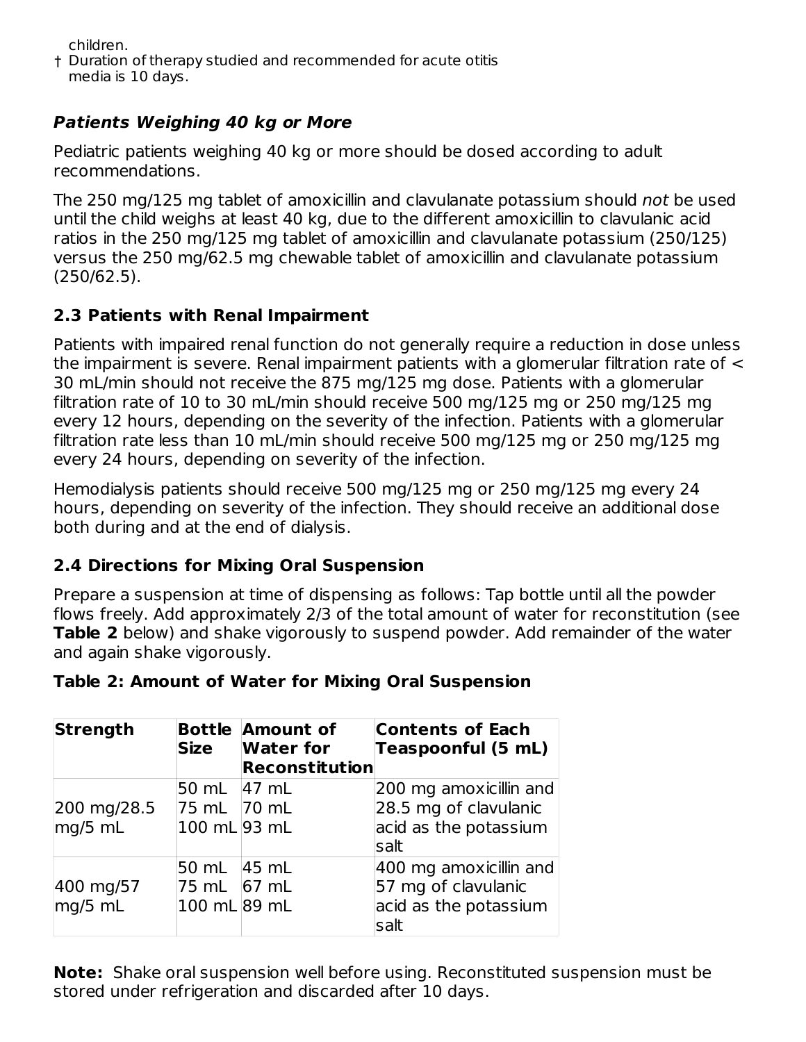children.

† Duration of therapy studied and recommended for acute otitis media is 10 days.

### *Patients Weighing 40 kg or More*

Pediatric patients weighing 40 kg or more should be dosed according to adult recommendations.

The 250 mg/125 mg tablet of amoxicillin and clavulanate potassium should *not* be used until the child weighs at least 40 kg, due to the different amoxicillin to clavulanic acid ratios in the 250 mg/125 mg tablet of amoxicillin and clavulanate potassium (250/125) versus the 250 mg/62.5 mg chewable tablet of amoxicillin and clavulanate potassium (250/62.5).

## 2.3 Patients with Renal Impairment

Patients with impaired renal function do not generally require a reduction in dose unless the impairment is severe. Renal impairment patients with a glomerular filtration rate of < 30 mL/min should not receive the 875 mg/125 mg dose. Patients with a glomerular filtration rate of 10 to 30 mL/min should receive 500 mg/125 mg or 250 mg/125 mg every 12 hours, depending on the severity of the infection. Patients with a glomerular filtration rate less than 10 mL/min should receive 500 mg/125 mg or 250 mg/125 mg every 24 hours, depending on severity of the infection.

Hemodialysis patients should receive 500 mg/125 mg or 250 mg/125 mg every 24 hours, depending on severity of the infection. They should receive an additional dose both during and at the end of dialysis.

## 2.4 Directions for Mixing Oral Suspension

Prepare a suspension at time of dispensing as follows: Tap bottle until all the powder flows freely. Add approximately 2/3 of the total amount of water for reconstitution (see **Table 2** below) and shake vigorously to suspend powder. Add remainder of the water and again shake vigorously.

**Table 2: Amount of Water for Mixing Oral Suspension**

| Strength | Bottle Size | Amount of Water for Reconstitution | Contents of Each Teaspoonful (5 mL) |
|---|---|---|---|
| 200 mg/28.5 mg/5 mL | 50 mL<br>75 mL<br>100 mL | 47 mL<br>70 mL<br>93 mL | 200 mg amoxicillin and 28.5 mg of clavulanic acid as the potassium salt |
| 400 mg/57 mg/5 mL | 50 mL<br>75 mL<br>100 mL | 45 mL<br>67 mL<br>89 mL | 400 mg amoxicillin and 57 mg of clavulanic acid as the potassium salt |

**Note:** Shake oral suspension well before using. Reconstituted suspension must be stored under refrigeration and discarded after 10 days.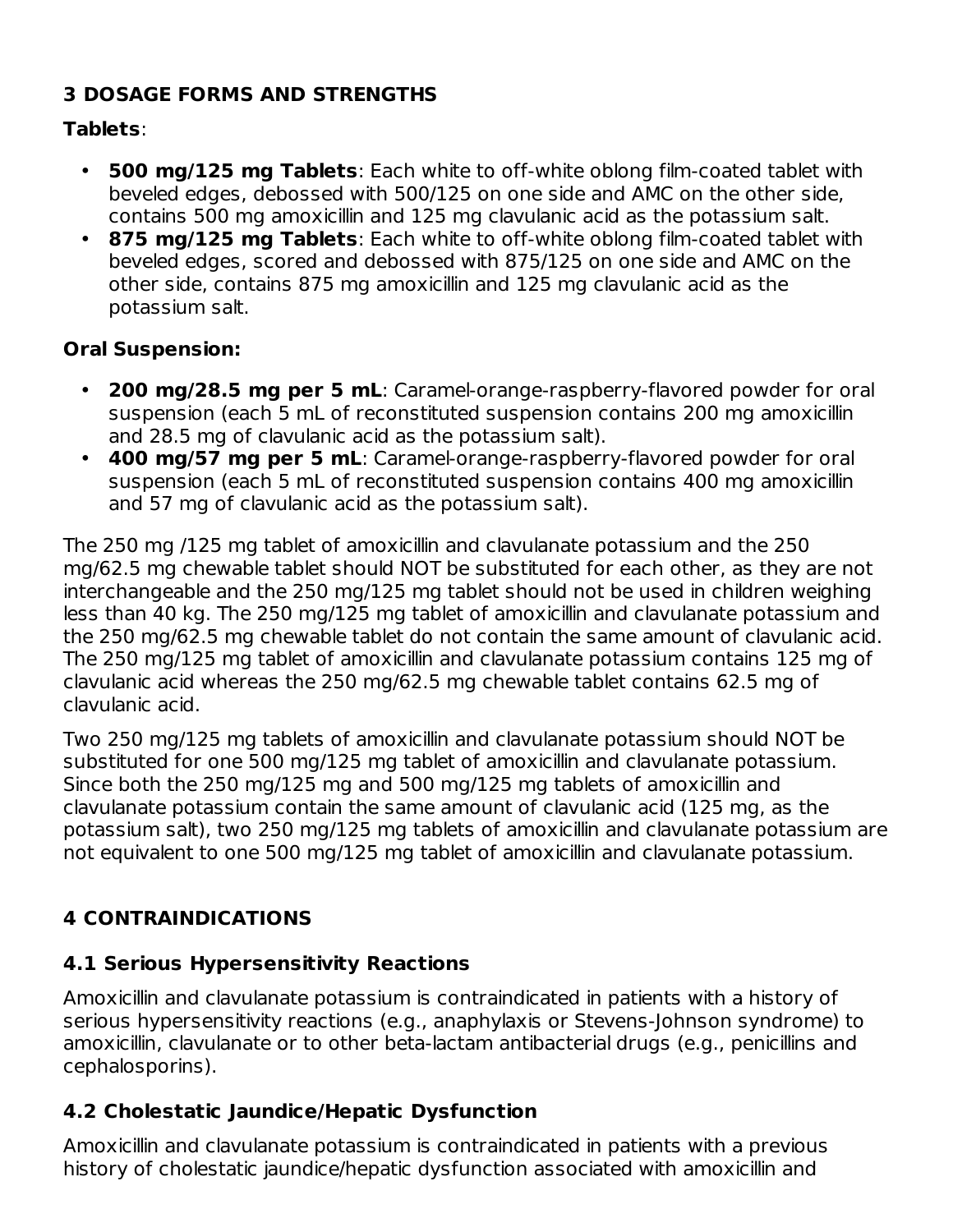## 3 DOSAGE FORMS AND STRENGTHS

**Tablets**:

- **500 mg/125 mg Tablets**: Each white to off-white oblong film-coated tablet with beveled edges, debossed with 500/125 on one side and AMC on the other side, contains 500 mg amoxicillin and 125 mg clavulanic acid as the potassium salt.
- **875 mg/125 mg Tablets**: Each white to off-white oblong film-coated tablet with beveled edges, scored and debossed with 875/125 on one side and AMC on the other side, contains 875 mg amoxicillin and 125 mg clavulanic acid as the potassium salt.

**Oral Suspension:**

- **200 mg/28.5 mg per 5 mL**: Caramel-orange-raspberry-flavored powder for oral suspension (each 5 mL of reconstituted suspension contains 200 mg amoxicillin and 28.5 mg of clavulanic acid as the potassium salt).
- **400 mg/57 mg per 5 mL**: Caramel-orange-raspberry-flavored powder for oral suspension (each 5 mL of reconstituted suspension contains 400 mg amoxicillin and 57 mg of clavulanic acid as the potassium salt).

The 250 mg /125 mg tablet of amoxicillin and clavulanate potassium and the 250 mg/62.5 mg chewable tablet should NOT be substituted for each other, as they are not interchangeable and the 250 mg/125 mg tablet should not be used in children weighing less than 40 kg. The 250 mg/125 mg tablet of amoxicillin and clavulanate potassium and the 250 mg/62.5 mg chewable tablet do not contain the same amount of clavulanic acid. The 250 mg/125 mg tablet of amoxicillin and clavulanate potassium contains 125 mg of clavulanic acid whereas the 250 mg/62.5 mg chewable tablet contains 62.5 mg of clavulanic acid.

Two 250 mg/125 mg tablets of amoxicillin and clavulanate potassium should NOT be substituted for one 500 mg/125 mg tablet of amoxicillin and clavulanate potassium. Since both the 250 mg/125 mg and 500 mg/125 mg tablets of amoxicillin and clavulanate potassium contain the same amount of clavulanic acid (125 mg, as the potassium salt), two 250 mg/125 mg tablets of amoxicillin and clavulanate potassium are not equivalent to one 500 mg/125 mg tablet of amoxicillin and clavulanate potassium.

## 4 CONTRAINDICATIONS

### 4.1 Serious Hypersensitivity Reactions

Amoxicillin and clavulanate potassium is contraindicated in patients with a history of serious hypersensitivity reactions (e.g., anaphylaxis or Stevens-Johnson syndrome) to amoxicillin, clavulanate or to other beta-lactam antibacterial drugs (e.g., penicillins and cephalosporins).

### 4.2 Cholestatic Jaundice/Hepatic Dysfunction

Amoxicillin and clavulanate potassium is contraindicated in patients with a previous history of cholestatic jaundice/hepatic dysfunction associated with amoxicillin and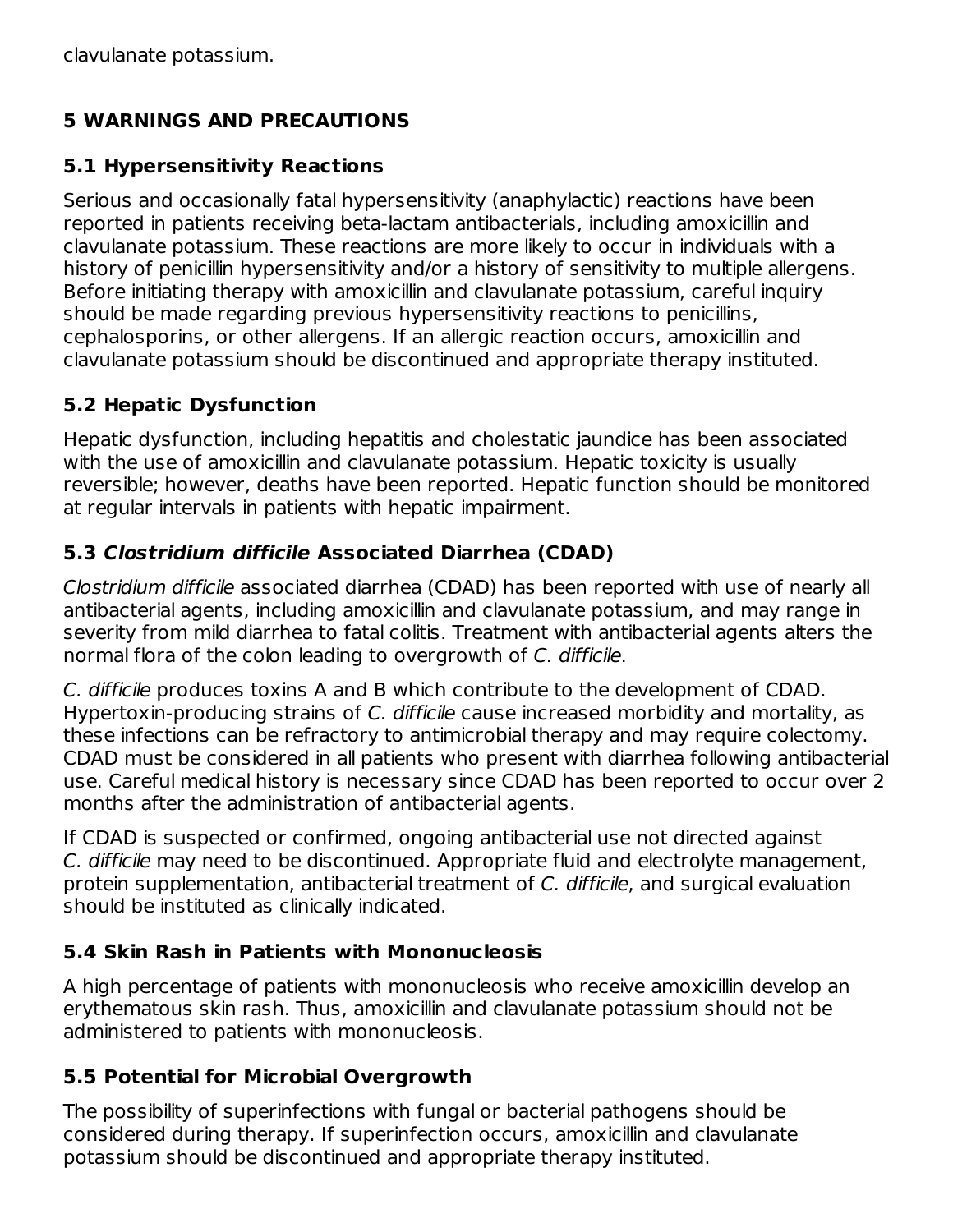clavulanate potassium.

## 5 WARNINGS AND PRECAUTIONS

### 5.1 Hypersensitivity Reactions

Serious and occasionally fatal hypersensitivity (anaphylactic) reactions have been reported in patients receiving beta-lactam antibacterials, including amoxicillin and clavulanate potassium. These reactions are more likely to occur in individuals with a history of penicillin hypersensitivity and/or a history of sensitivity to multiple allergens. Before initiating therapy with amoxicillin and clavulanate potassium, careful inquiry should be made regarding previous hypersensitivity reactions to penicillins, cephalosporins, or other allergens. If an allergic reaction occurs, amoxicillin and clavulanate potassium should be discontinued and appropriate therapy instituted.

### 5.2 Hepatic Dysfunction

Hepatic dysfunction, including hepatitis and cholestatic jaundice has been associated with the use of amoxicillin and clavulanate potassium. Hepatic toxicity is usually reversible; however, deaths have been reported. Hepatic function should be monitored at regular intervals in patients with hepatic impairment.

### 5.3 *Clostridium difficile* Associated Diarrhea (CDAD)

*Clostridium difficile* associated diarrhea (CDAD) has been reported with use of nearly all antibacterial agents, including amoxicillin and clavulanate potassium, and may range in severity from mild diarrhea to fatal colitis. Treatment with antibacterial agents alters the normal flora of the colon leading to overgrowth of *C. difficile*.

*C. difficile* produces toxins A and B which contribute to the development of CDAD. Hypertoxin-producing strains of *C. difficile* cause increased morbidity and mortality, as these infections can be refractory to antimicrobial therapy and may require colectomy. CDAD must be considered in all patients who present with diarrhea following antibacterial use. Careful medical history is necessary since CDAD has been reported to occur over 2 months after the administration of antibacterial agents.

If CDAD is suspected or confirmed, ongoing antibacterial use not directed against *C. difficile* may need to be discontinued. Appropriate fluid and electrolyte management, protein supplementation, antibacterial treatment of *C. difficile*, and surgical evaluation should be instituted as clinically indicated.

### 5.4 Skin Rash in Patients with Mononucleosis

A high percentage of patients with mononucleosis who receive amoxicillin develop an erythematous skin rash. Thus, amoxicillin and clavulanate potassium should not be administered to patients with mononucleosis.

### 5.5 Potential for Microbial Overgrowth

The possibility of superinfections with fungal or bacterial pathogens should be considered during therapy. If superinfection occurs, amoxicillin and clavulanate potassium should be discontinued and appropriate therapy instituted.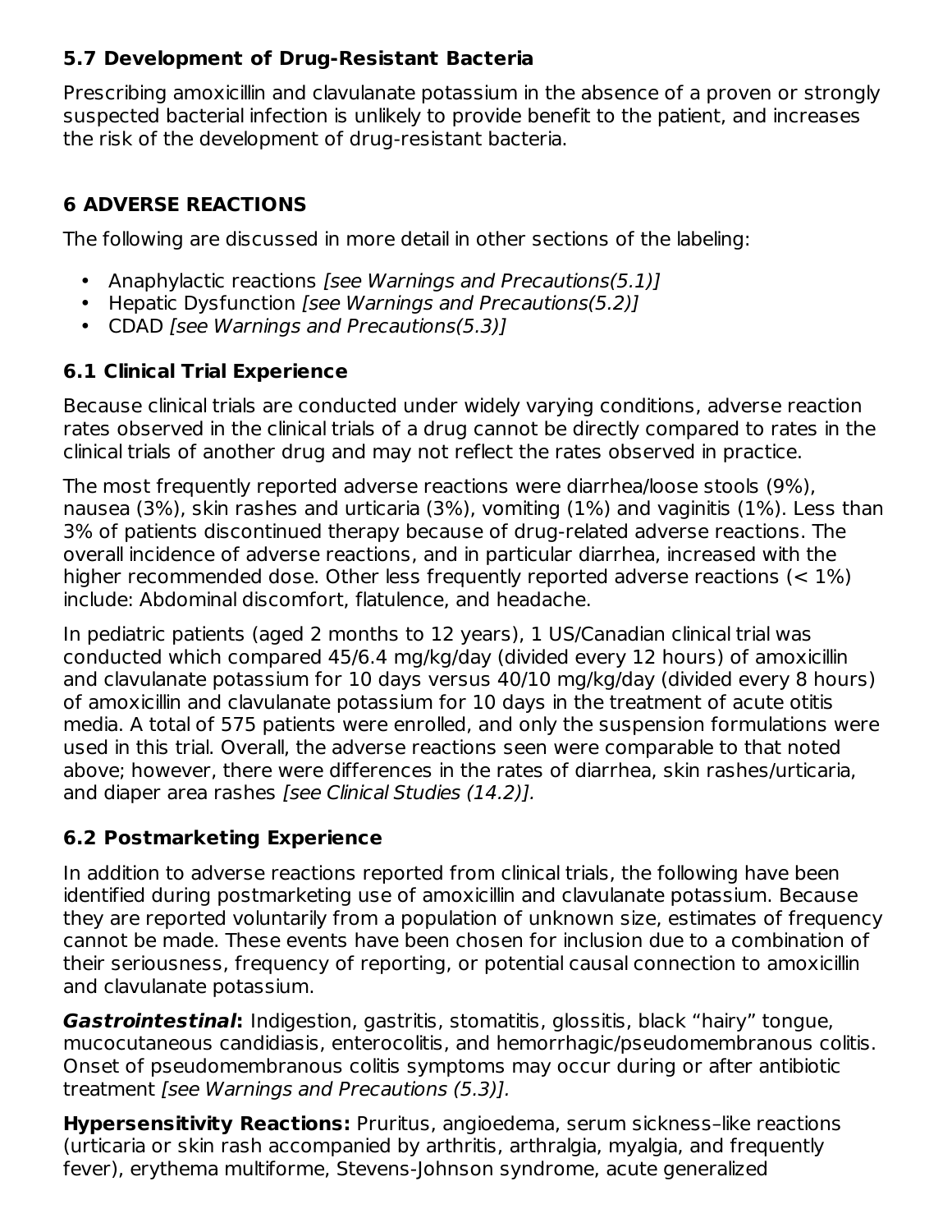### 5.7 Development of Drug-Resistant Bacteria

Prescribing amoxicillin and clavulanate potassium in the absence of a proven or strongly suspected bacterial infection is unlikely to provide benefit to the patient, and increases the risk of the development of drug-resistant bacteria.

## 6 ADVERSE REACTIONS

The following are discussed in more detail in other sections of the labeling:

- Anaphylactic reactions *[see Warnings and Precautions(5.1)]*
- Hepatic Dysfunction *[see Warnings and Precautions(5.2)]*
- CDAD *[see Warnings and Precautions(5.3)]*

### 6.1 Clinical Trial Experience

Because clinical trials are conducted under widely varying conditions, adverse reaction rates observed in the clinical trials of a drug cannot be directly compared to rates in the clinical trials of another drug and may not reflect the rates observed in practice.

The most frequently reported adverse reactions were diarrhea/loose stools (9%), nausea (3%), skin rashes and urticaria (3%), vomiting (1%) and vaginitis (1%). Less than 3% of patients discontinued therapy because of drug-related adverse reactions. The overall incidence of adverse reactions, and in particular diarrhea, increased with the higher recommended dose. Other less frequently reported adverse reactions (< 1%) include: Abdominal discomfort, flatulence, and headache.

In pediatric patients (aged 2 months to 12 years), 1 US/Canadian clinical trial was conducted which compared 45/6.4 mg/kg/day (divided every 12 hours) of amoxicillin and clavulanate potassium for 10 days versus 40/10 mg/kg/day (divided every 8 hours) of amoxicillin and clavulanate potassium for 10 days in the treatment of acute otitis media. A total of 575 patients were enrolled, and only the suspension formulations were used in this trial. Overall, the adverse reactions seen were comparable to that noted above; however, there were differences in the rates of diarrhea, skin rashes/urticaria, and diaper area rashes *[see Clinical Studies (14.2)].*

### 6.2 Postmarketing Experience

In addition to adverse reactions reported from clinical trials, the following have been identified during postmarketing use of amoxicillin and clavulanate potassium. Because they are reported voluntarily from a population of unknown size, estimates of frequency cannot be made. These events have been chosen for inclusion due to a combination of their seriousness, frequency of reporting, or potential causal connection to amoxicillin and clavulanate potassium.

***Gastrointestinal*:** Indigestion, gastritis, stomatitis, glossitis, black "hairy" tongue, mucocutaneous candidiasis, enterocolitis, and hemorrhagic/pseudomembranous colitis. Onset of pseudomembranous colitis symptoms may occur during or after antibiotic treatment *[see Warnings and Precautions (5.3)].*

**Hypersensitivity Reactions:** Pruritus, angioedema, serum sickness–like reactions (urticaria or skin rash accompanied by arthritis, arthralgia, myalgia, and frequently fever), erythema multiforme, Stevens-Johnson syndrome, acute generalized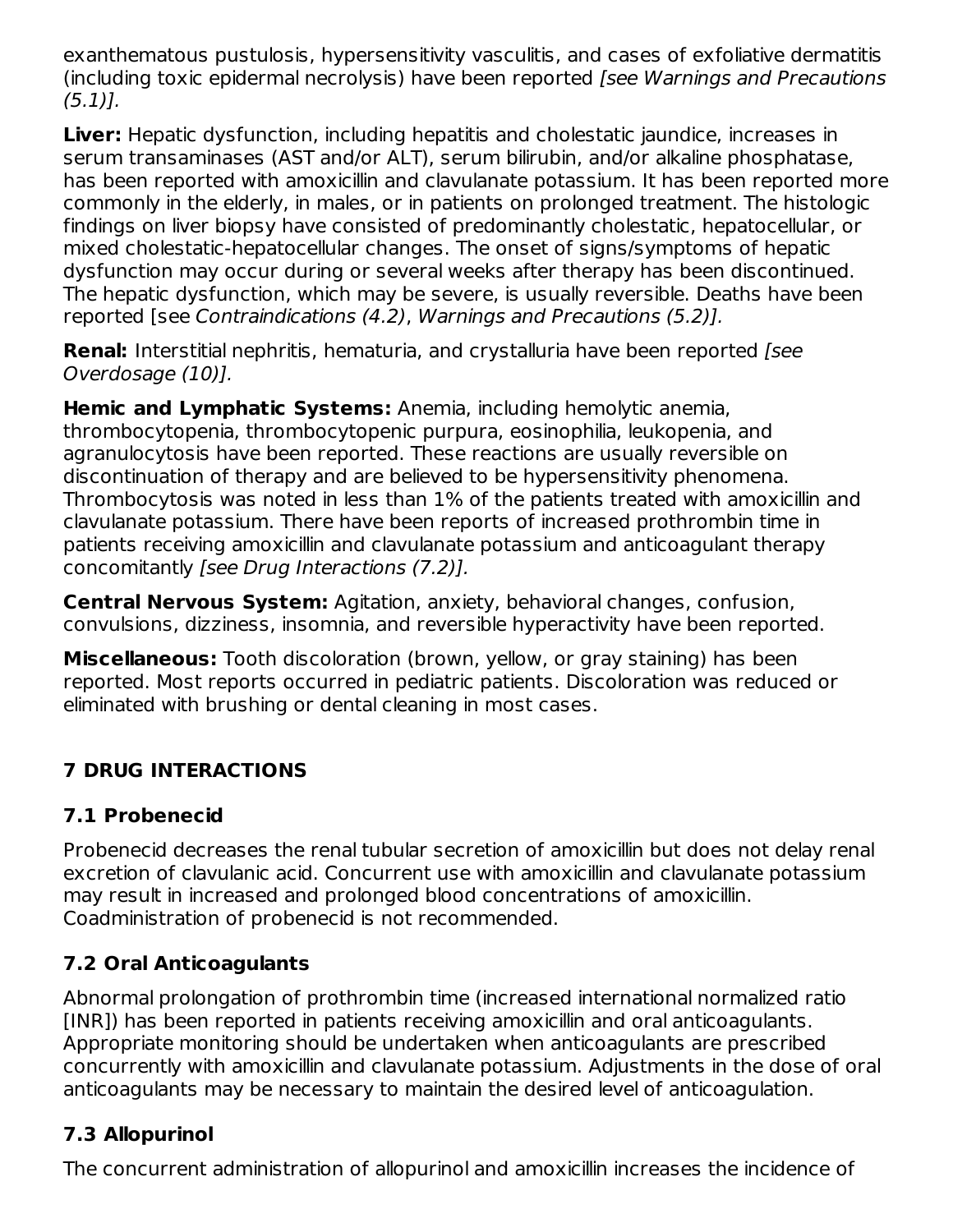exanthematous pustulosis, hypersensitivity vasculitis, and cases of exfoliative dermatitis (including toxic epidermal necrolysis) have been reported *[see Warnings and Precautions (5.1)].*

**Liver:** Hepatic dysfunction, including hepatitis and cholestatic jaundice, increases in serum transaminases (AST and/or ALT), serum bilirubin, and/or alkaline phosphatase, has been reported with amoxicillin and clavulanate potassium. It has been reported more commonly in the elderly, in males, or in patients on prolonged treatment. The histologic findings on liver biopsy have consisted of predominantly cholestatic, hepatocellular, or mixed cholestatic-hepatocellular changes. The onset of signs/symptoms of hepatic dysfunction may occur during or several weeks after therapy has been discontinued. The hepatic dysfunction, which may be severe, is usually reversible. Deaths have been reported [see *Contraindications (4.2)*, *Warnings and Precautions (5.2)].*

**Renal:** Interstitial nephritis, hematuria, and crystalluria have been reported *[see Overdosage (10)].*

**Hemic and Lymphatic Systems:** Anemia, including hemolytic anemia, thrombocytopenia, thrombocytopenic purpura, eosinophilia, leukopenia, and agranulocytosis have been reported. These reactions are usually reversible on discontinuation of therapy and are believed to be hypersensitivity phenomena. Thrombocytosis was noted in less than 1% of the patients treated with amoxicillin and clavulanate potassium. There have been reports of increased prothrombin time in patients receiving amoxicillin and clavulanate potassium and anticoagulant therapy concomitantly *[see Drug Interactions (7.2)].*

**Central Nervous System:** Agitation, anxiety, behavioral changes, confusion, convulsions, dizziness, insomnia, and reversible hyperactivity have been reported.

**Miscellaneous:** Tooth discoloration (brown, yellow, or gray staining) has been reported. Most reports occurred in pediatric patients. Discoloration was reduced or eliminated with brushing or dental cleaning in most cases.

## 7 DRUG INTERACTIONS

### 7.1 Probenecid

Probenecid decreases the renal tubular secretion of amoxicillin but does not delay renal excretion of clavulanic acid. Concurrent use with amoxicillin and clavulanate potassium may result in increased and prolonged blood concentrations of amoxicillin. Coadministration of probenecid is not recommended.

### 7.2 Oral Anticoagulants

Abnormal prolongation of prothrombin time (increased international normalized ratio [INR]) has been reported in patients receiving amoxicillin and oral anticoagulants. Appropriate monitoring should be undertaken when anticoagulants are prescribed concurrently with amoxicillin and clavulanate potassium. Adjustments in the dose of oral anticoagulants may be necessary to maintain the desired level of anticoagulation.

### 7.3 Allopurinol

The concurrent administration of allopurinol and amoxicillin increases the incidence of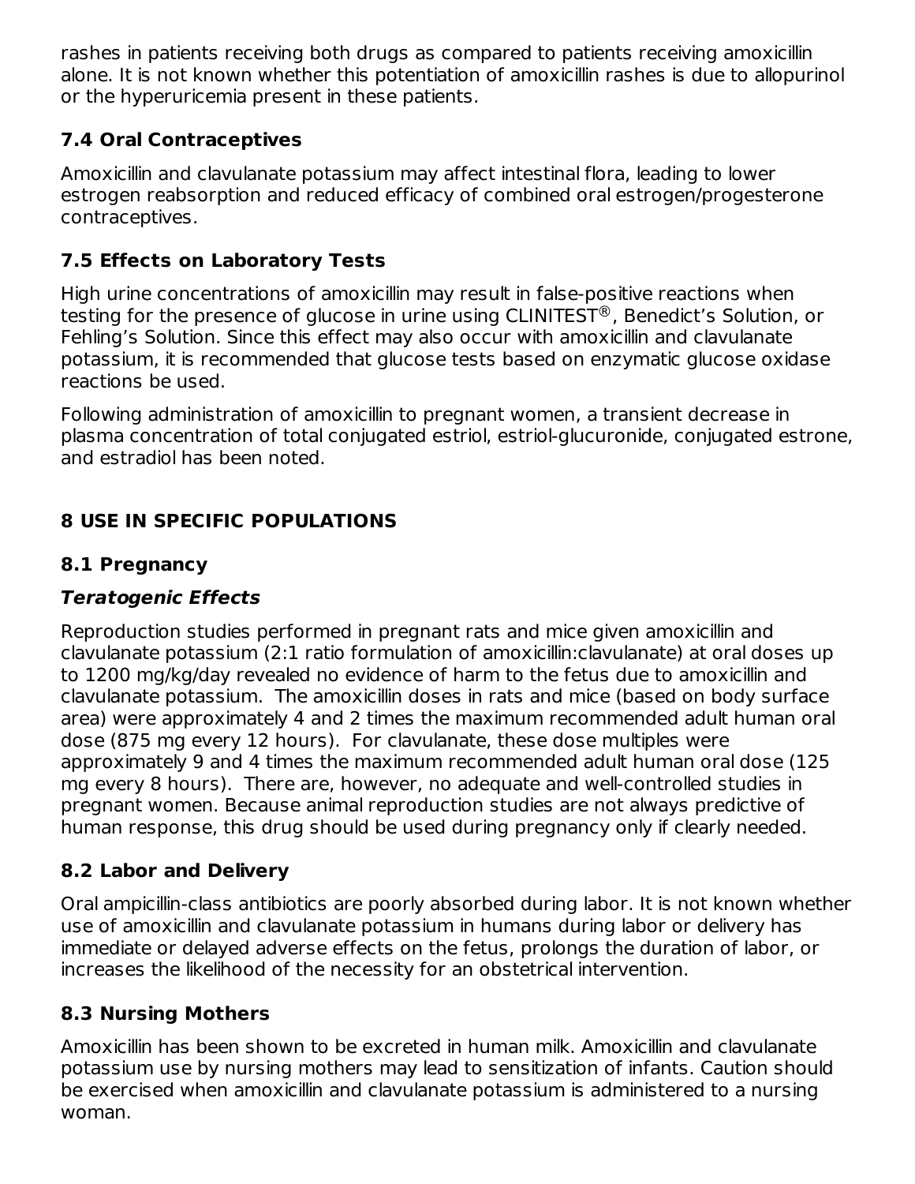rashes in patients receiving both drugs as compared to patients receiving amoxicillin alone. It is not known whether this potentiation of amoxicillin rashes is due to allopurinol or the hyperuricemia present in these patients.

### 7.4 Oral Contraceptives

Amoxicillin and clavulanate potassium may affect intestinal flora, leading to lower estrogen reabsorption and reduced efficacy of combined oral estrogen/progesterone contraceptives.

### 7.5 Effects on Laboratory Tests

High urine concentrations of amoxicillin may result in false-positive reactions when testing for the presence of glucose in urine using CLINITEST®, Benedict's Solution, or Fehling's Solution. Since this effect may also occur with amoxicillin and clavulanate potassium, it is recommended that glucose tests based on enzymatic glucose oxidase reactions be used.

Following administration of amoxicillin to pregnant women, a transient decrease in plasma concentration of total conjugated estriol, estriol-glucuronide, conjugated estrone, and estradiol has been noted.

## 8 USE IN SPECIFIC POPULATIONS

### 8.1 Pregnancy

#### *Teratogenic Effects*

Reproduction studies performed in pregnant rats and mice given amoxicillin and clavulanate potassium (2:1 ratio formulation of amoxicillin:clavulanate) at oral doses up to 1200 mg/kg/day revealed no evidence of harm to the fetus due to amoxicillin and clavulanate potassium. The amoxicillin doses in rats and mice (based on body surface area) were approximately 4 and 2 times the maximum recommended adult human oral dose (875 mg every 12 hours). For clavulanate, these dose multiples were approximately 9 and 4 times the maximum recommended adult human oral dose (125 mg every 8 hours). There are, however, no adequate and well-controlled studies in pregnant women. Because animal reproduction studies are not always predictive of human response, this drug should be used during pregnancy only if clearly needed.

### 8.2 Labor and Delivery

Oral ampicillin-class antibiotics are poorly absorbed during labor. It is not known whether use of amoxicillin and clavulanate potassium in humans during labor or delivery has immediate or delayed adverse effects on the fetus, prolongs the duration of labor, or increases the likelihood of the necessity for an obstetrical intervention.

### 8.3 Nursing Mothers

Amoxicillin has been shown to be excreted in human milk. Amoxicillin and clavulanate potassium use by nursing mothers may lead to sensitization of infants. Caution should be exercised when amoxicillin and clavulanate potassium is administered to a nursing woman.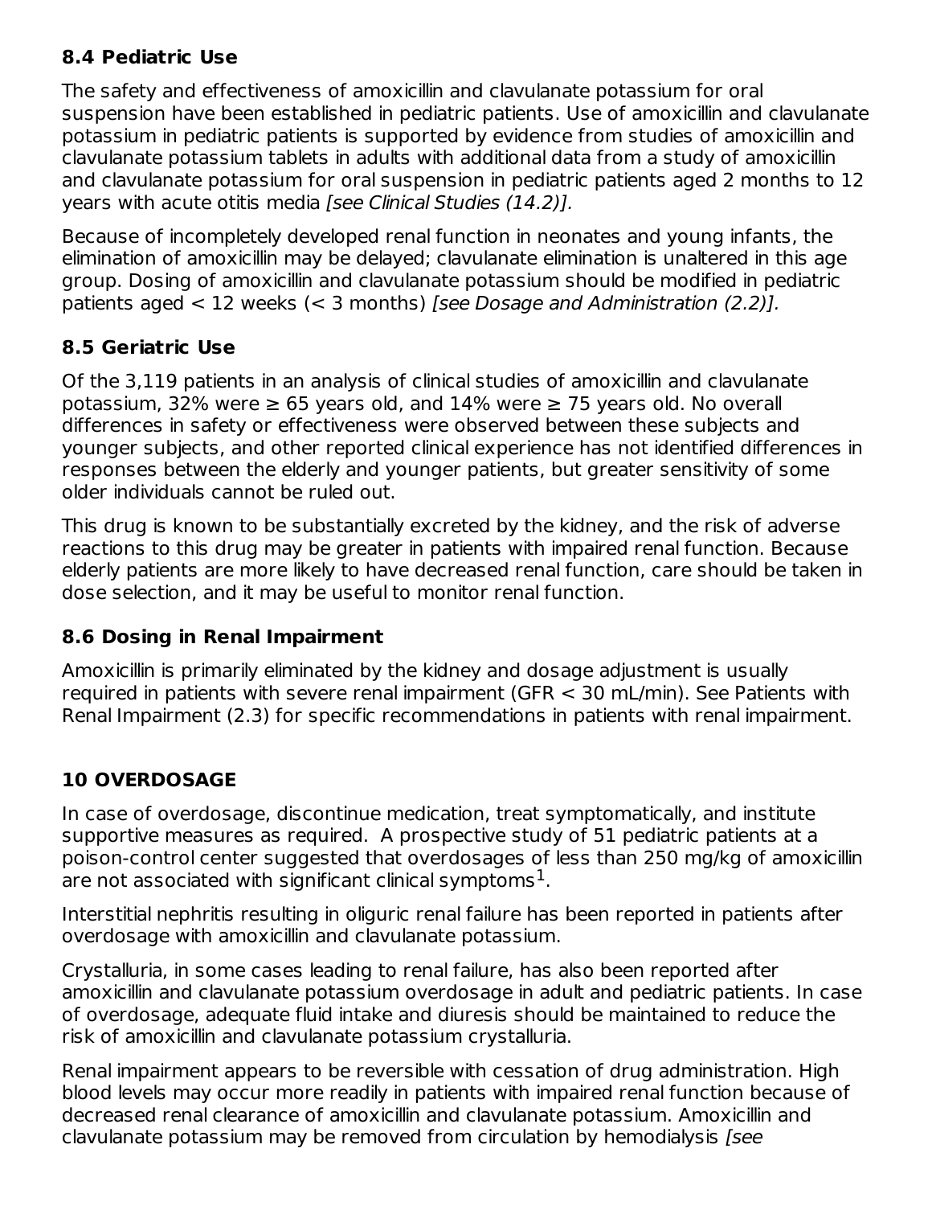### 8.4 Pediatric Use

The safety and effectiveness of amoxicillin and clavulanate potassium for oral suspension have been established in pediatric patients. Use of amoxicillin and clavulanate potassium in pediatric patients is supported by evidence from studies of amoxicillin and clavulanate potassium tablets in adults with additional data from a study of amoxicillin and clavulanate potassium for oral suspension in pediatric patients aged 2 months to 12 years with acute otitis media *[see Clinical Studies (14.2)].*

Because of incompletely developed renal function in neonates and young infants, the elimination of amoxicillin may be delayed; clavulanate elimination is unaltered in this age group. Dosing of amoxicillin and clavulanate potassium should be modified in pediatric patients aged < 12 weeks (< 3 months) *[see Dosage and Administration (2.2)].*

### 8.5 Geriatric Use

Of the 3,119 patients in an analysis of clinical studies of amoxicillin and clavulanate potassium, 32% were ≥ 65 years old, and 14% were ≥ 75 years old. No overall differences in safety or effectiveness were observed between these subjects and younger subjects, and other reported clinical experience has not identified differences in responses between the elderly and younger patients, but greater sensitivity of some older individuals cannot be ruled out.

This drug is known to be substantially excreted by the kidney, and the risk of adverse reactions to this drug may be greater in patients with impaired renal function. Because elderly patients are more likely to have decreased renal function, care should be taken in dose selection, and it may be useful to monitor renal function.

### 8.6 Dosing in Renal Impairment

Amoxicillin is primarily eliminated by the kidney and dosage adjustment is usually required in patients with severe renal impairment (GFR < 30 mL/min). See Patients with Renal Impairment (2.3) for specific recommendations in patients with renal impairment.

## 10 OVERDOSAGE

In case of overdosage, discontinue medication, treat symptomatically, and institute supportive measures as required. A prospective study of 51 pediatric patients at a poison-control center suggested that overdosages of less than 250 mg/kg of amoxicillin are not associated with significant clinical symptoms[1].

Interstitial nephritis resulting in oliguric renal failure has been reported in patients after overdosage with amoxicillin and clavulanate potassium.

Crystalluria, in some cases leading to renal failure, has also been reported after amoxicillin and clavulanate potassium overdosage in adult and pediatric patients. In case of overdosage, adequate fluid intake and diuresis should be maintained to reduce the risk of amoxicillin and clavulanate potassium crystalluria.

Renal impairment appears to be reversible with cessation of drug administration. High blood levels may occur more readily in patients with impaired renal function because of decreased renal clearance of amoxicillin and clavulanate potassium. Amoxicillin and clavulanate potassium may be removed from circulation by hemodialysis *[see*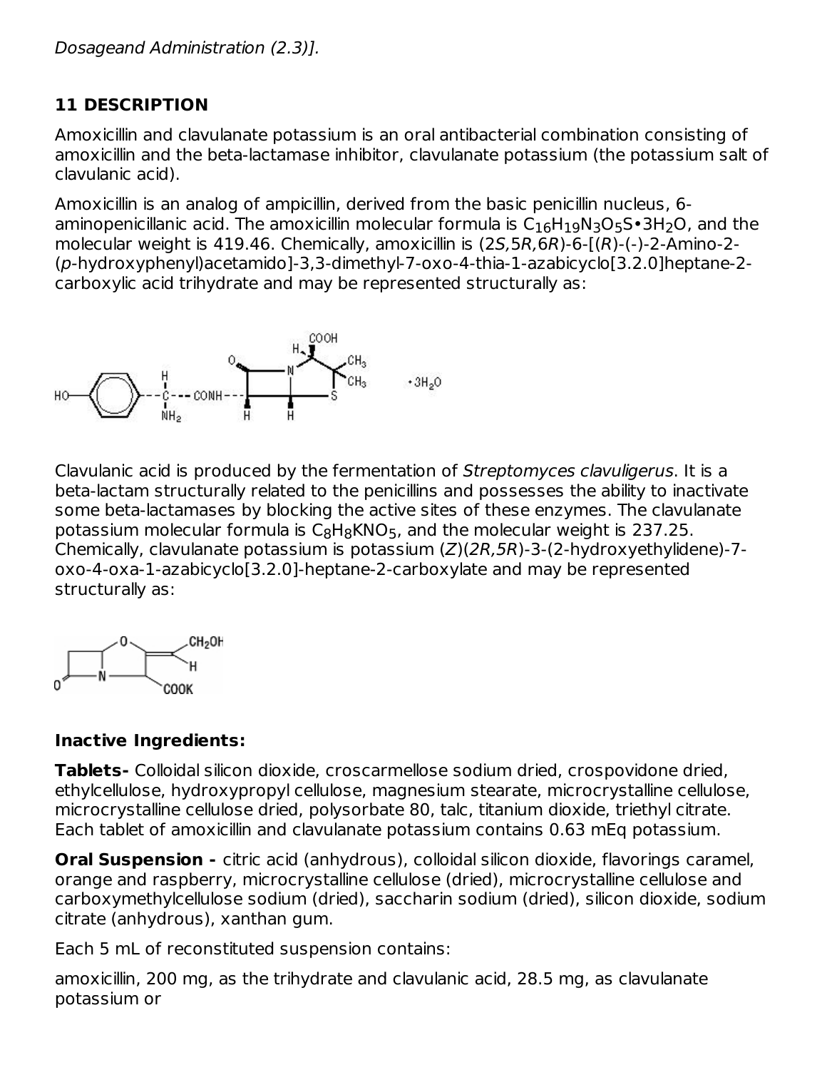*Dosageand Administration (2.3)].*

## 11 DESCRIPTION

Amoxicillin and clavulanate potassium is an oral antibacterial combination consisting of amoxicillin and the beta-lactamase inhibitor, clavulanate potassium (the potassium salt of clavulanic acid).

Amoxicillin is an analog of ampicillin, derived from the basic penicillin nucleus, 6-aminopenicillanic acid. The amoxicillin molecular formula is $C_{16}H_{19}N_3O_5S{\bullet}3H_2O$, and the molecular weight is 419.46. Chemically, amoxicillin is (2*S*,5*R*,6*R*)-6-[(*R*)-(-)-2-Amino-2-(*p*-hydroxyphenyl)acetamido]-3,3-dimethyl-7-oxo-4-thia-1-azabicyclo[3.2.0]heptane-2-carboxylic acid trihydrate and may be represented structurally as:

Clavulanic acid is produced by the fermentation of *Streptomyces clavuligerus*. It is a beta-lactam structurally related to the penicillins and possesses the ability to inactivate some beta-lactamases by blocking the active sites of these enzymes. The clavulanate potassium molecular formula is $C_8H_8KNO_5$, and the molecular weight is 237.25. Chemically, clavulanate potassium is potassium (*Z*)(*2R,5R*)-3-(2-hydroxyethylidene)-7-oxo-4-oxa-1-azabicyclo[3.2.0]-heptane-2-carboxylate and may be represented structurally as:

**Inactive Ingredients:**

**Tablets-** Colloidal silicon dioxide, croscarmellose sodium dried, crospovidone dried, ethylcellulose, hydroxypropyl cellulose, magnesium stearate, microcrystalline cellulose, microcrystalline cellulose dried, polysorbate 80, talc, titanium dioxide, triethyl citrate. Each tablet of amoxicillin and clavulanate potassium contains 0.63 mEq potassium.

**Oral Suspension -** citric acid (anhydrous), colloidal silicon dioxide, flavorings caramel, orange and raspberry, microcrystalline cellulose (dried), microcrystalline cellulose and carboxymethylcellulose sodium (dried), saccharin sodium (dried), silicon dioxide, sodium citrate (anhydrous), xanthan gum.

Each 5 mL of reconstituted suspension contains:

amoxicillin, 200 mg, as the trihydrate and clavulanic acid, 28.5 mg, as clavulanate potassium or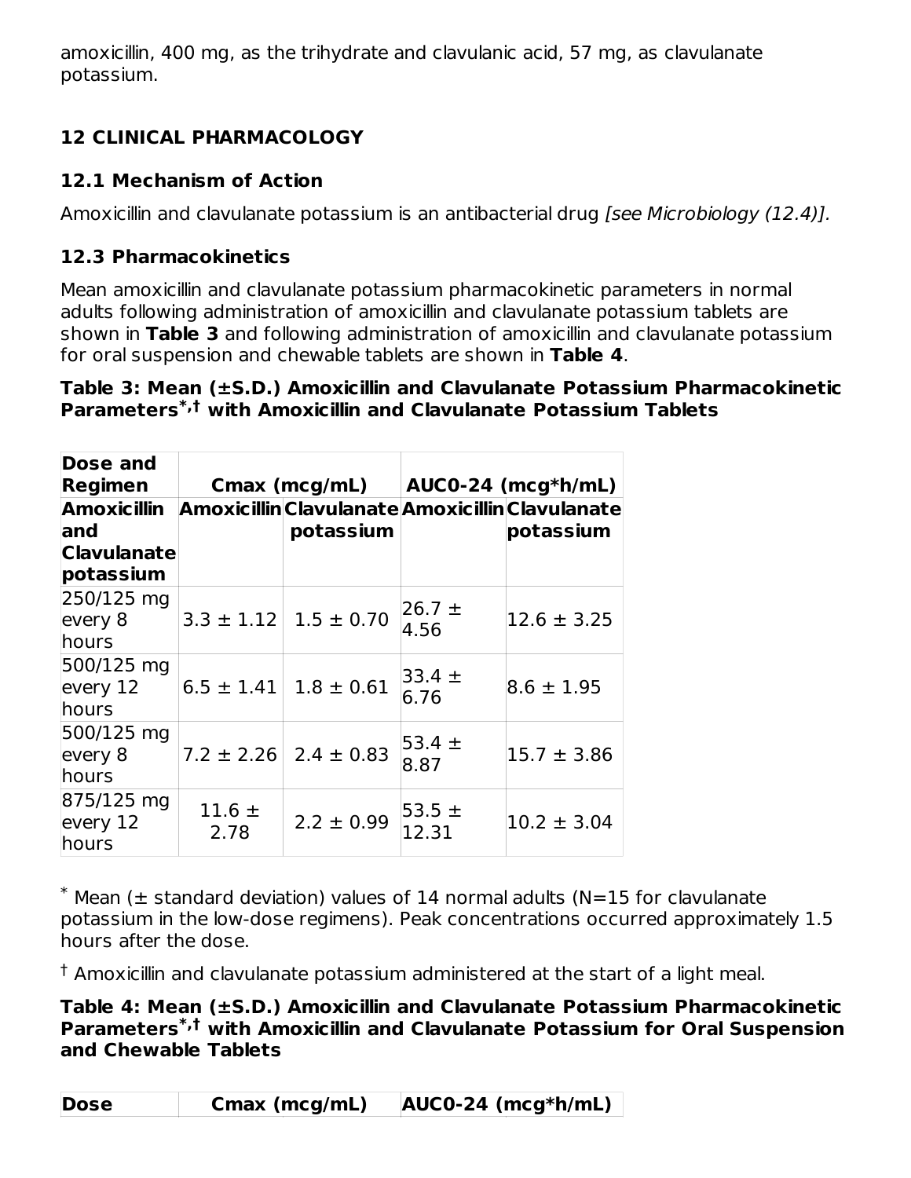amoxicillin, 400 mg, as the trihydrate and clavulanic acid, 57 mg, as clavulanate potassium.

## 12 CLINICAL PHARMACOLOGY

### 12.1 Mechanism of Action

Amoxicillin and clavulanate potassium is an antibacterial drug *[see Microbiology (12.4)].*

### 12.3 Pharmacokinetics

Mean amoxicillin and clavulanate potassium pharmacokinetic parameters in normal adults following administration of amoxicillin and clavulanate potassium tablets are shown in **Table 3** and following administration of amoxicillin and clavulanate potassium for oral suspension and chewable tablets are shown in **Table 4**.

**Table 3: Mean (±S.D.) Amoxicillin and Clavulanate Potassium Pharmacokinetic Parameters*,† with Amoxicillin and Clavulanate Potassium Tablets**

| Dose and Regimen | Cmax (mcg/mL) | | AUC0-24 (mcg*h/mL) | |
|---|---|---|---|---|
| Amoxicillin and Clavulanate potassium | Amoxicillin | Clavulanate potassium | Amoxicillin | Clavulanate potassium |
| 250/125 mg every 8 hours | 3.3 ± 1.12 | 1.5 ± 0.70 | 26.7 ± 4.56 | 12.6 ± 3.25 |
| 500/125 mg every 12 hours | 6.5 ± 1.41 | 1.8 ± 0.61 | 33.4 ± 6.76 | 8.6 ± 1.95 |
| 500/125 mg every 8 hours | 7.2 ± 2.26 | 2.4 ± 0.83 | 53.4 ± 8.87 | 15.7 ± 3.86 |
| 875/125 mg every 12 hours | 11.6 ± 2.78 | 2.2 ± 0.99 | 53.5 ± 12.31 | 10.2 ± 3.04 |

* Mean (± standard deviation) values of 14 normal adults (N=15 for clavulanate potassium in the low-dose regimens). Peak concentrations occurred approximately 1.5 hours after the dose.

† Amoxicillin and clavulanate potassium administered at the start of a light meal.

**Table 4: Mean (±S.D.) Amoxicillin and Clavulanate Potassium Pharmacokinetic Parameters*,† with Amoxicillin and Clavulanate Potassium for Oral Suspension and Chewable Tablets**

| Dose | Cmax (mcg/mL) | | AUC0-24 (mcg*h/mL) | |
|---|---|---|---|---|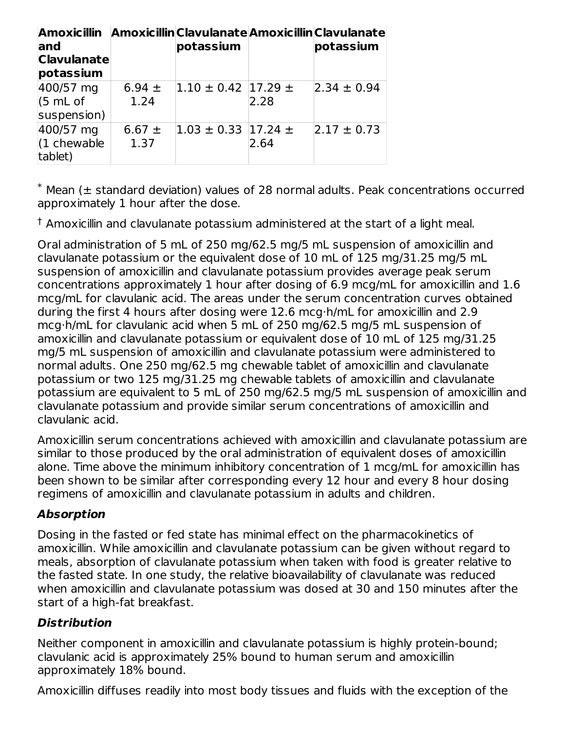| Amoxicillin and Clavulanate potassium | Amoxicillin | Clavulanate potassium | Amoxicillin | Clavulanate potassium |
|---|---|---|---|---|
| 400/57 mg (5 mL of suspension) | 6.94 ± 1.24 | 1.10 ± 0.42 | 17.29 ± 2.28 | 2.34 ± 0.94 |
| 400/57 mg (1 chewable tablet) | 6.67 ± 1.37 | 1.03 ± 0.33 | 17.24 ± 2.64 | 2.17 ± 0.73 |

* Mean (± standard deviation) values of 28 normal adults. Peak concentrations occurred approximately 1 hour after the dose.

† Amoxicillin and clavulanate potassium administered at the start of a light meal.

Oral administration of 5 mL of 250 mg/62.5 mg/5 mL suspension of amoxicillin and clavulanate potassium or the equivalent dose of 10 mL of 125 mg/31.25 mg/5 mL suspension of amoxicillin and clavulanate potassium provides average peak serum concentrations approximately 1 hour after dosing of 6.9 mcg/mL for amoxicillin and 1.6 mcg/mL for clavulanic acid. The areas under the serum concentration curves obtained during the first 4 hours after dosing were 12.6 mcg·h/mL for amoxicillin and 2.9 mcg·h/mL for clavulanic acid when 5 mL of 250 mg/62.5 mg/5 mL suspension of amoxicillin and clavulanate potassium or equivalent dose of 10 mL of 125 mg/31.25 mg/5 mL suspension of amoxicillin and clavulanate potassium were administered to normal adults. One 250 mg/62.5 mg chewable tablet of amoxicillin and clavulanate potassium or two 125 mg/31.25 mg chewable tablets of amoxicillin and clavulanate potassium are equivalent to 5 mL of 250 mg/62.5 mg/5 mL suspension of amoxicillin and clavulanate potassium and provide similar serum concentrations of amoxicillin and clavulanic acid.

Amoxicillin serum concentrations achieved with amoxicillin and clavulanate potassium are similar to those produced by the oral administration of equivalent doses of amoxicillin alone. Time above the minimum inhibitory concentration of 1 mcg/mL for amoxicillin has been shown to be similar after corresponding every 12 hour and every 8 hour dosing regimens of amoxicillin and clavulanate potassium in adults and children.

***Absorption***

Dosing in the fasted or fed state has minimal effect on the pharmacokinetics of amoxicillin. While amoxicillin and clavulanate potassium can be given without regard to meals, absorption of clavulanate potassium when taken with food is greater relative to the fasted state. In one study, the relative bioavailability of clavulanate was reduced when amoxicillin and clavulanate potassium was dosed at 30 and 150 minutes after the start of a high-fat breakfast.

***Distribution***

Neither component in amoxicillin and clavulanate potassium is highly protein-bound; clavulanic acid is approximately 25% bound to human serum and amoxicillin approximately 18% bound.

Amoxicillin diffuses readily into most body tissues and fluids with the exception of the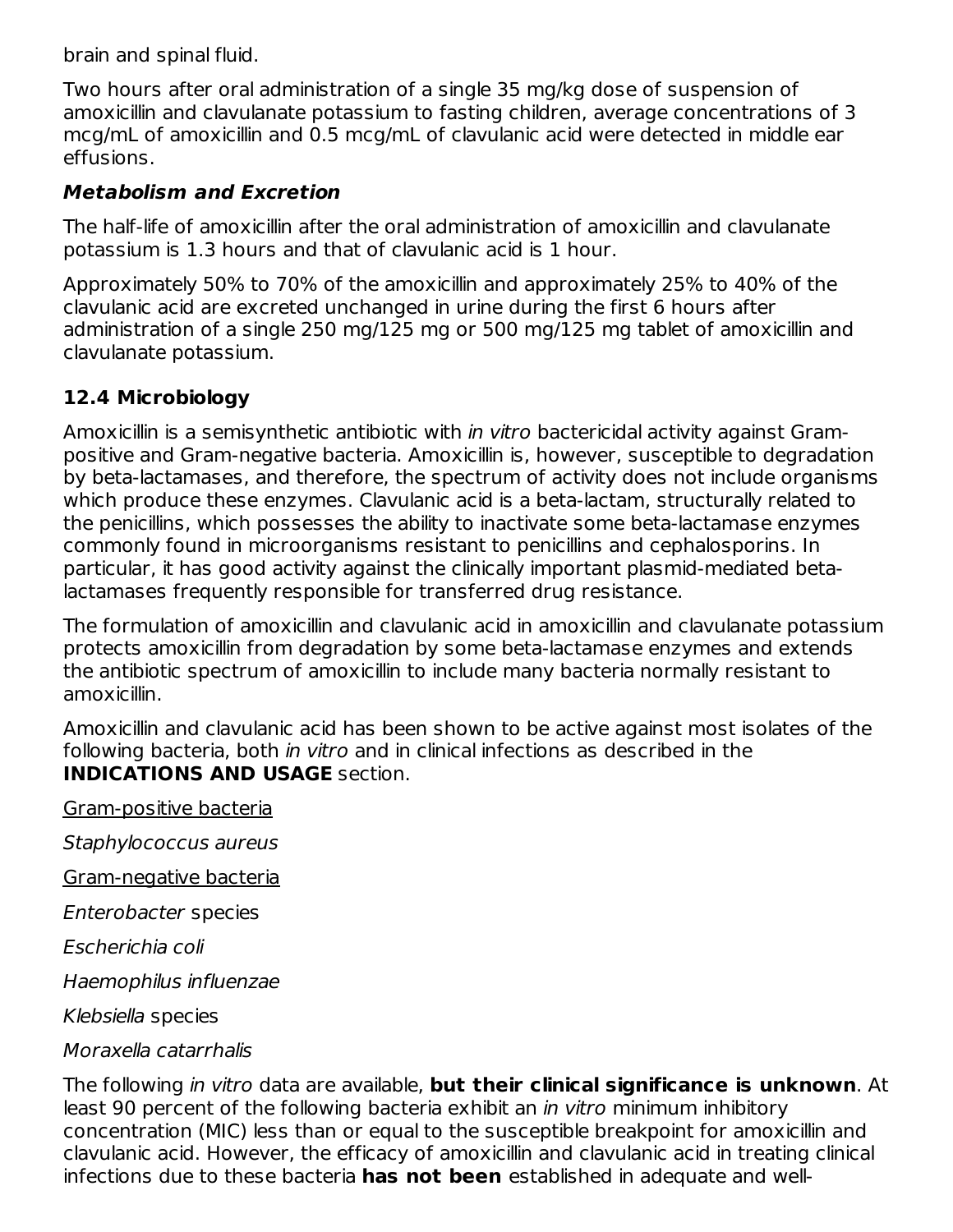brain and spinal fluid.

Two hours after oral administration of a single 35 mg/kg dose of suspension of amoxicillin and clavulanate potassium to fasting children, average concentrations of 3 mcg/mL of amoxicillin and 0.5 mcg/mL of clavulanic acid were detected in middle ear effusions.

***Metabolism and Excretion***

The half-life of amoxicillin after the oral administration of amoxicillin and clavulanate potassium is 1.3 hours and that of clavulanic acid is 1 hour.

Approximately 50% to 70% of the amoxicillin and approximately 25% to 40% of the clavulanic acid are excreted unchanged in urine during the first 6 hours after administration of a single 250 mg/125 mg or 500 mg/125 mg tablet of amoxicillin and clavulanate potassium.

### 12.4 Microbiology

Amoxicillin is a semisynthetic antibiotic with *in vitro* bactericidal activity against Gram-positive and Gram-negative bacteria. Amoxicillin is, however, susceptible to degradation by beta-lactamases, and therefore, the spectrum of activity does not include organisms which produce these enzymes. Clavulanic acid is a beta-lactam, structurally related to the penicillins, which possesses the ability to inactivate some beta-lactamase enzymes commonly found in microorganisms resistant to penicillins and cephalosporins. In particular, it has good activity against the clinically important plasmid-mediated beta-lactamases frequently responsible for transferred drug resistance.

The formulation of amoxicillin and clavulanic acid in amoxicillin and clavulanate potassium protects amoxicillin from degradation by some beta-lactamase enzymes and extends the antibiotic spectrum of amoxicillin to include many bacteria normally resistant to amoxicillin.

Amoxicillin and clavulanic acid has been shown to be active against most isolates of the following bacteria, both *in vitro* and in clinical infections as described in the **INDICATIONS AND USAGE** section.

<u>Gram-positive bacteria</u>

*Staphylococcus aureus*

<u>Gram-negative bacteria</u>

*Enterobacter* species

*Escherichia coli*

*Haemophilus influenzae*

*Klebsiella* species

*Moraxella catarrhalis*

The following *in vitro* data are available, **but their clinical significance is unknown**. At least 90 percent of the following bacteria exhibit an *in vitro* minimum inhibitory concentration (MIC) less than or equal to the susceptible breakpoint for amoxicillin and clavulanic acid. However, the efficacy of amoxicillin and clavulanic acid in treating clinical infections due to these bacteria **has not been** established in adequate and well-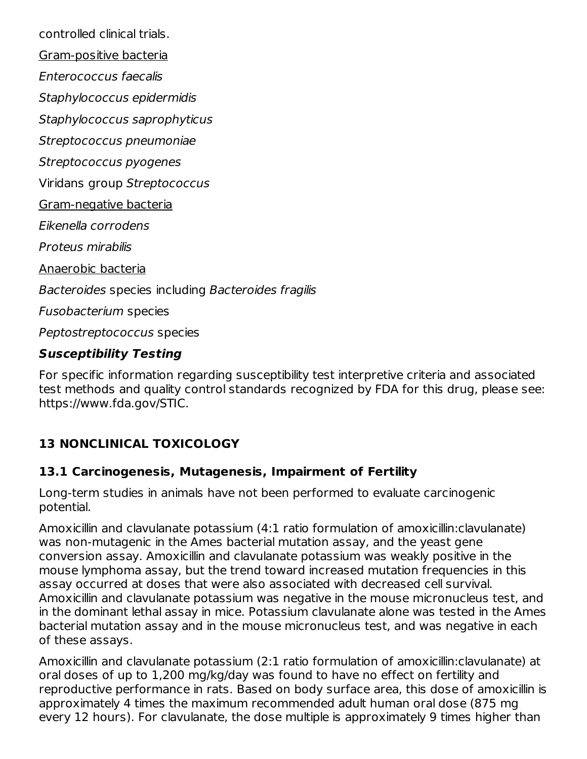controlled clinical trials.

Gram-positive bacteria

*Enterococcus faecalis*

*Staphylococcus epidermidis*

*Staphylococcus saprophyticus*

*Streptococcus pneumoniae*

*Streptococcus pyogenes*

Viridans group *Streptococcus*

Gram-negative bacteria

*Eikenella corrodens*

*Proteus mirabilis*

Anaerobic bacteria

*Bacteroides* species including *Bacteroides fragilis*

*Fusobacterium* species

*Peptostreptococcus* species

### Susceptibility Testing

For specific information regarding susceptibility test interpretive criteria and associated test methods and quality control standards recognized by FDA for this drug, please see: https://www.fda.gov/STIC.

## 13 NONCLINICAL TOXICOLOGY

### 13.1 Carcinogenesis, Mutagenesis, Impairment of Fertility

Long-term studies in animals have not been performed to evaluate carcinogenic potential.

Amoxicillin and clavulanate potassium (4:1 ratio formulation of amoxicillin:clavulanate) was non-mutagenic in the Ames bacterial mutation assay, and the yeast gene conversion assay. Amoxicillin and clavulanate potassium was weakly positive in the mouse lymphoma assay, but the trend toward increased mutation frequencies in this assay occurred at doses that were also associated with decreased cell survival. Amoxicillin and clavulanate potassium was negative in the mouse micronucleus test, and in the dominant lethal assay in mice. Potassium clavulanate alone was tested in the Ames bacterial mutation assay and in the mouse micronucleus test, and was negative in each of these assays.

Amoxicillin and clavulanate potassium (2:1 ratio formulation of amoxicillin:clavulanate) at oral doses of up to 1,200 mg/kg/day was found to have no effect on fertility and reproductive performance in rats. Based on body surface area, this dose of amoxicillin is approximately 4 times the maximum recommended adult human oral dose (875 mg every 12 hours). For clavulanate, the dose multiple is approximately 9 times higher than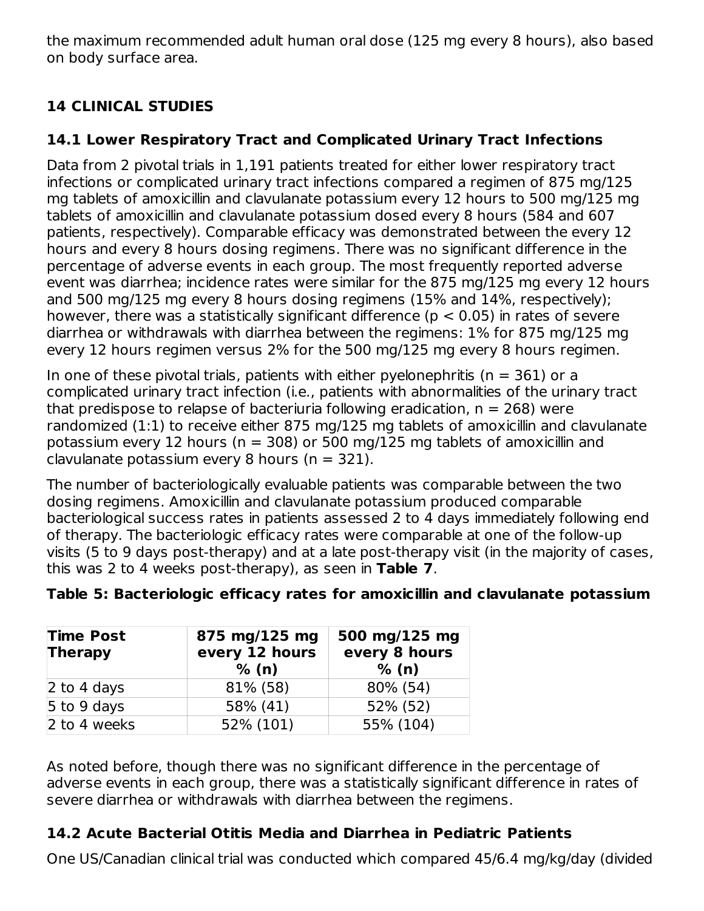the maximum recommended adult human oral dose (125 mg every 8 hours), also based on body surface area.

## 14 CLINICAL STUDIES

### 14.1 Lower Respiratory Tract and Complicated Urinary Tract Infections

Data from 2 pivotal trials in 1,191 patients treated for either lower respiratory tract infections or complicated urinary tract infections compared a regimen of 875 mg/125 mg tablets of amoxicillin and clavulanate potassium every 12 hours to 500 mg/125 mg tablets of amoxicillin and clavulanate potassium dosed every 8 hours (584 and 607 patients, respectively). Comparable efficacy was demonstrated between the every 12 hours and every 8 hours dosing regimens. There was no significant difference in the percentage of adverse events in each group. The most frequently reported adverse event was diarrhea; incidence rates were similar for the 875 mg/125 mg every 12 hours and 500 mg/125 mg every 8 hours dosing regimens (15% and 14%, respectively); however, there was a statistically significant difference ($p < 0.05$) in rates of severe diarrhea or withdrawals with diarrhea between the regimens: 1% for 875 mg/125 mg every 12 hours regimen versus 2% for the 500 mg/125 mg every 8 hours regimen.

In one of these pivotal trials, patients with either pyelonephritis (n = 361) or a complicated urinary tract infection (i.e., patients with abnormalities of the urinary tract that predispose to relapse of bacteriuria following eradication, n = 268) were randomized (1:1) to receive either 875 mg/125 mg tablets of amoxicillin and clavulanate potassium every 12 hours (n = 308) or 500 mg/125 mg tablets of amoxicillin and clavulanate potassium every 8 hours (n = 321).

The number of bacteriologically evaluable patients was comparable between the two dosing regimens. Amoxicillin and clavulanate potassium produced comparable bacteriological success rates in patients assessed 2 to 4 days immediately following end of therapy. The bacteriologic efficacy rates were comparable at one of the follow-up visits (5 to 9 days post-therapy) and at a late post-therapy visit (in the majority of cases, this was 2 to 4 weeks post-therapy), as seen in **Table 7**.

**Table 5: Bacteriologic efficacy rates for amoxicillin and clavulanate potassium**

| Time Post Therapy | 875 mg/125 mg every 12 hours % (n) | 500 mg/125 mg every 8 hours % (n) |
|---|---|---|
| 2 to 4 days | 81% (58) | 80% (54) |
| 5 to 9 days | 58% (41) | 52% (52) |
| 2 to 4 weeks | 52% (101) | 55% (104) |

As noted before, though there was no significant difference in the percentage of adverse events in each group, there was a statistically significant difference in rates of severe diarrhea or withdrawals with diarrhea between the regimens.

### 14.2 Acute Bacterial Otitis Media and Diarrhea in Pediatric Patients

One US/Canadian clinical trial was conducted which compared 45/6.4 mg/kg/day (divided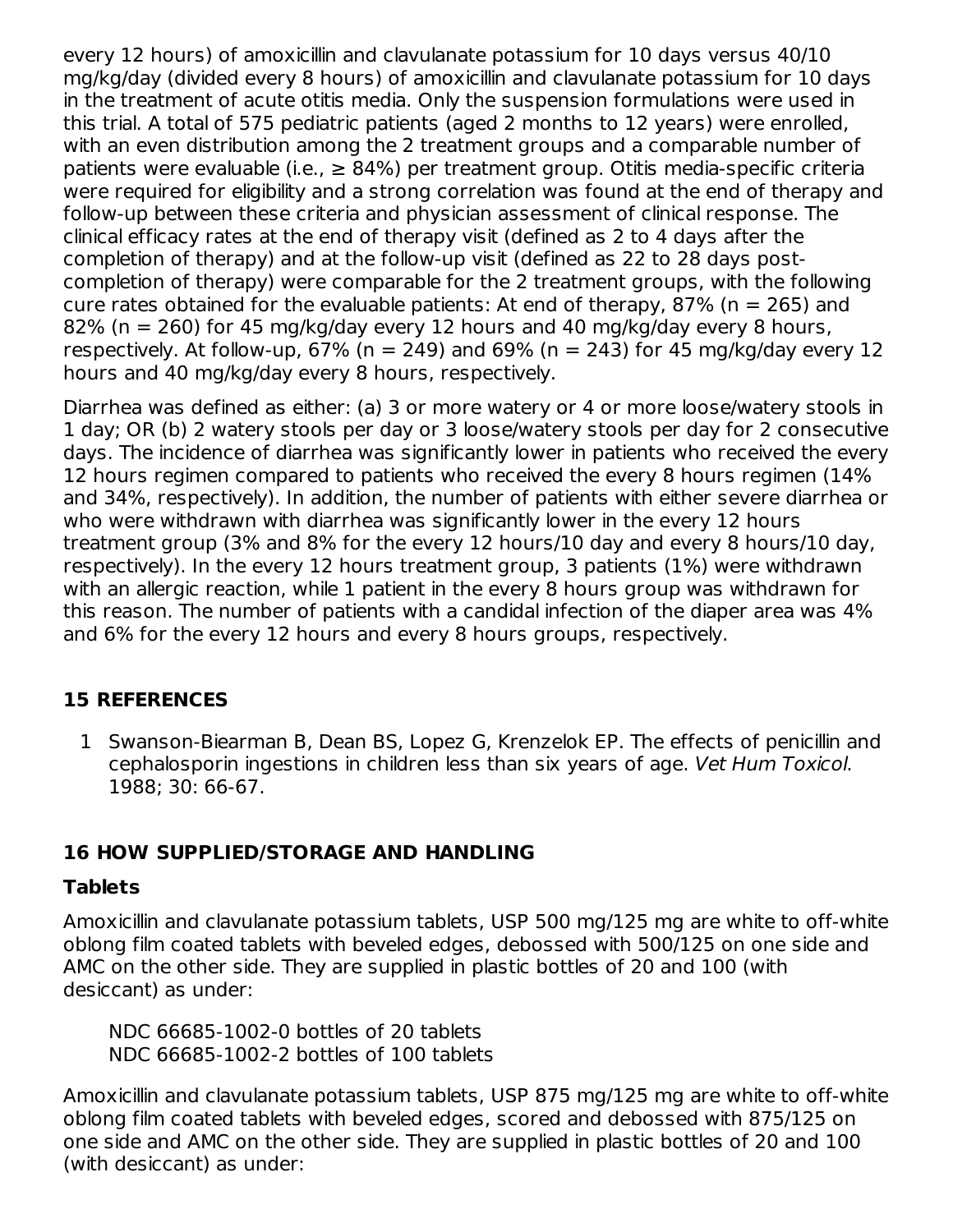every 12 hours) of amoxicillin and clavulanate potassium for 10 days versus 40/10 mg/kg/day (divided every 8 hours) of amoxicillin and clavulanate potassium for 10 days in the treatment of acute otitis media. Only the suspension formulations were used in this trial. A total of 575 pediatric patients (aged 2 months to 12 years) were enrolled, with an even distribution among the 2 treatment groups and a comparable number of patients were evaluable (i.e., ≥ 84%) per treatment group. Otitis media-specific criteria were required for eligibility and a strong correlation was found at the end of therapy and follow-up between these criteria and physician assessment of clinical response. The clinical efficacy rates at the end of therapy visit (defined as 2 to 4 days after the completion of therapy) and at the follow-up visit (defined as 22 to 28 days post-completion of therapy) were comparable for the 2 treatment groups, with the following cure rates obtained for the evaluable patients: At end of therapy, 87% (n = 265) and 82% (n = 260) for 45 mg/kg/day every 12 hours and 40 mg/kg/day every 8 hours, respectively. At follow-up, 67% (n = 249) and 69% (n = 243) for 45 mg/kg/day every 12 hours and 40 mg/kg/day every 8 hours, respectively.

Diarrhea was defined as either: (a) 3 or more watery or 4 or more loose/watery stools in 1 day; OR (b) 2 watery stools per day or 3 loose/watery stools per day for 2 consecutive days. The incidence of diarrhea was significantly lower in patients who received the every 12 hours regimen compared to patients who received the every 8 hours regimen (14% and 34%, respectively). In addition, the number of patients with either severe diarrhea or who were withdrawn with diarrhea was significantly lower in the every 12 hours treatment group (3% and 8% for the every 12 hours/10 day and every 8 hours/10 day, respectively). In the every 12 hours treatment group, 3 patients (1%) were withdrawn with an allergic reaction, while 1 patient in the every 8 hours group was withdrawn for this reason. The number of patients with a candidal infection of the diaper area was 4% and 6% for the every 12 hours and every 8 hours groups, respectively.

## 15 REFERENCES

1. Swanson-Biearman B, Dean BS, Lopez G, Krenzelok EP. The effects of penicillin and cephalosporin ingestions in children less than six years of age. *Vet Hum Toxicol*. 1988; 30: 66-67.

## 16 HOW SUPPLIED/STORAGE AND HANDLING

### Tablets

Amoxicillin and clavulanate potassium tablets, USP 500 mg/125 mg are white to off-white oblong film coated tablets with beveled edges, debossed with 500/125 on one side and AMC on the other side. They are supplied in plastic bottles of 20 and 100 (with desiccant) as under:

NDC 66685-1002-0 bottles of 20 tablets
NDC 66685-1002-2 bottles of 100 tablets

Amoxicillin and clavulanate potassium tablets, USP 875 mg/125 mg are white to off-white oblong film coated tablets with beveled edges, scored and debossed with 875/125 on one side and AMC on the other side. They are supplied in plastic bottles of 20 and 100 (with desiccant) as under: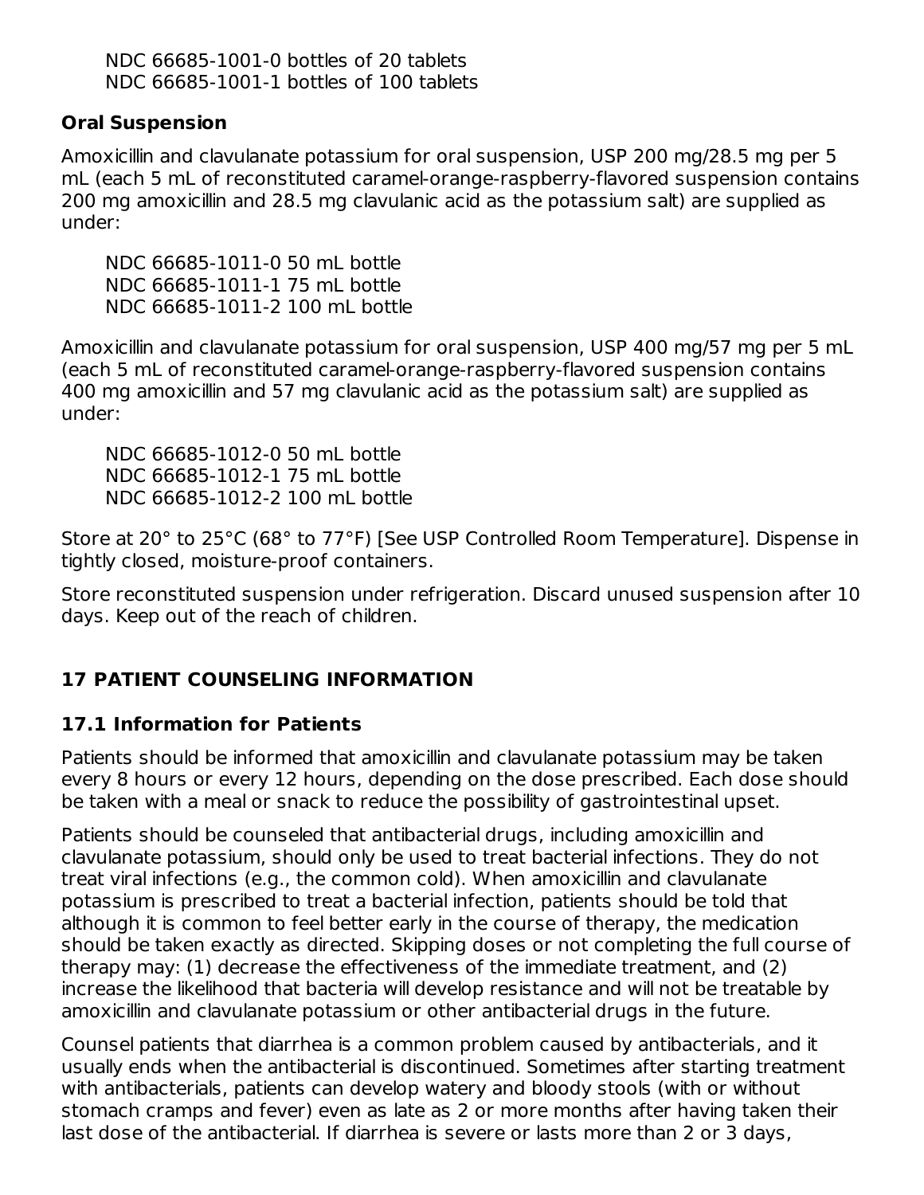NDC 66685-1001-0 bottles of 20 tablets
NDC 66685-1001-1 bottles of 100 tablets

**Oral Suspension**

Amoxicillin and clavulanate potassium for oral suspension, USP 200 mg/28.5 mg per 5 mL (each 5 mL of reconstituted caramel-orange-raspberry-flavored suspension contains 200 mg amoxicillin and 28.5 mg clavulanic acid as the potassium salt) are supplied as under:

NDC 66685-1011-0 50 mL bottle
NDC 66685-1011-1 75 mL bottle
NDC 66685-1011-2 100 mL bottle

Amoxicillin and clavulanate potassium for oral suspension, USP 400 mg/57 mg per 5 mL (each 5 mL of reconstituted caramel-orange-raspberry-flavored suspension contains 400 mg amoxicillin and 57 mg clavulanic acid as the potassium salt) are supplied as under:

NDC 66685-1012-0 50 mL bottle
NDC 66685-1012-1 75 mL bottle
NDC 66685-1012-2 100 mL bottle

Store at 20° to 25°C (68° to 77°F) [See USP Controlled Room Temperature]. Dispense in tightly closed, moisture-proof containers.

Store reconstituted suspension under refrigeration. Discard unused suspension after 10 days. Keep out of the reach of children.

## 17 PATIENT COUNSELING INFORMATION

### 17.1 Information for Patients

Patients should be informed that amoxicillin and clavulanate potassium may be taken every 8 hours or every 12 hours, depending on the dose prescribed. Each dose should be taken with a meal or snack to reduce the possibility of gastrointestinal upset.

Patients should be counseled that antibacterial drugs, including amoxicillin and clavulanate potassium, should only be used to treat bacterial infections. They do not treat viral infections (e.g., the common cold). When amoxicillin and clavulanate potassium is prescribed to treat a bacterial infection, patients should be told that although it is common to feel better early in the course of therapy, the medication should be taken exactly as directed. Skipping doses or not completing the full course of therapy may: (1) decrease the effectiveness of the immediate treatment, and (2) increase the likelihood that bacteria will develop resistance and will not be treatable by amoxicillin and clavulanate potassium or other antibacterial drugs in the future.

Counsel patients that diarrhea is a common problem caused by antibacterials, and it usually ends when the antibacterial is discontinued. Sometimes after starting treatment with antibacterials, patients can develop watery and bloody stools (with or without stomach cramps and fever) even as late as 2 or more months after having taken their last dose of the antibacterial. If diarrhea is severe or lasts more than 2 or 3 days,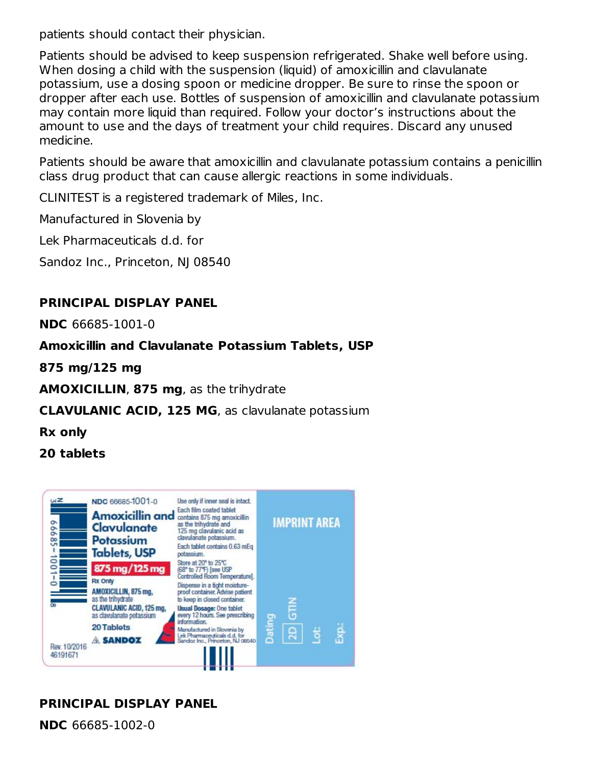patients should contact their physician.

Patients should be advised to keep suspension refrigerated. Shake well before using. When dosing a child with the suspension (liquid) of amoxicillin and clavulanate potassium, use a dosing spoon or medicine dropper. Be sure to rinse the spoon or dropper after each use. Bottles of suspension of amoxicillin and clavulanate potassium may contain more liquid than required. Follow your doctor's instructions about the amount to use and the days of treatment your child requires. Discard any unused medicine.

Patients should be aware that amoxicillin and clavulanate potassium contains a penicillin class drug product that can cause allergic reactions in some individuals.

CLINITEST is a registered trademark of Miles, Inc.

Manufactured in Slovenia by

Lek Pharmaceuticals d.d. for

Sandoz Inc., Princeton, NJ 08540

**PRINCIPAL DISPLAY PANEL**

**NDC** 66685-1001-0

**Amoxicillin and Clavulanate Potassium Tablets, USP**

**875 mg/125 mg**

**AMOXICILLIN**, **875 mg**, as the trihydrate

**CLAVULANIC ACID, 125 MG**, as clavulanate potassium

**Rx only**

**20 tablets**

NDC 66685-1001-0

Amoxicillin and Clavulanate Potassium Tablets, USP

875 mg/125 mg

Rx Only

AMOXICILLIN, 875 mg, as the trihydrate

CLAVULANIC ACID, 125 mg, as clavulanate potassium

20 Tablets

SANDOZ

Use only if inner seal is intact.

Each film coated tablet contains 875 mg amoxicillin as the trihydrate and 125 mg clavulanic acid as clavulanate potassium.

Each tablet contains 0.63 mEq potassium.

Store at 20° to 25°C (68° to 77°F) [see USP Controlled Room Temperature].

Dispense in a tight moisture-proof container. Advise patient to keep in closed container.

Usual Dosage: One tablet every 12 hours. See prescribing information.

Manufactured in Slovenia by Lek Pharmaceuticals d.d. for Sandoz Inc., Princeton, NJ 08540

IMPRINT AREA

Dating 2D GTIN Lot: Exp.:

Rev. 10/2016
46191671

**PRINCIPAL DISPLAY PANEL**

**NDC** 66685-1002-0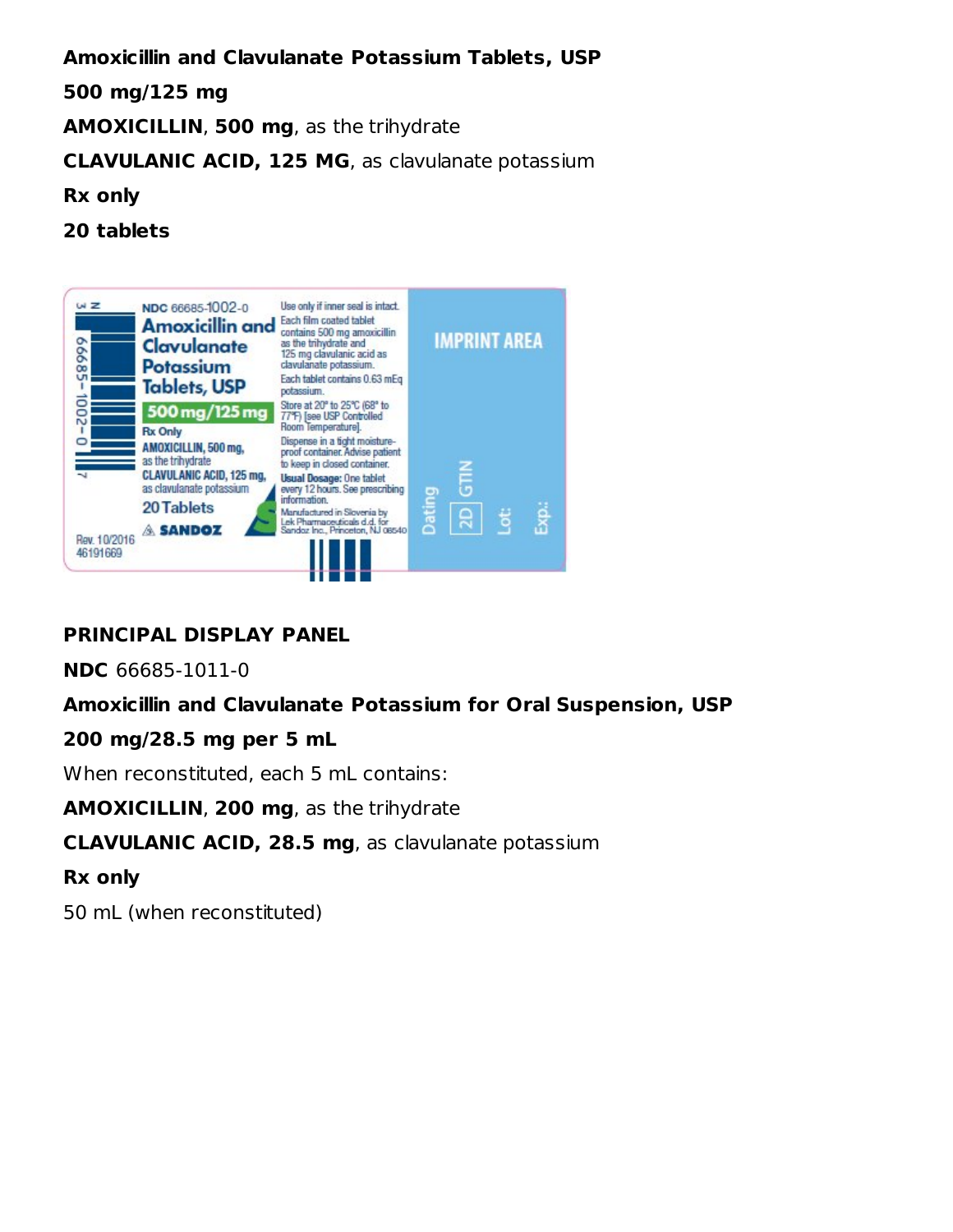**Amoxicillin and Clavulanate Potassium Tablets, USP**

**500 mg/125 mg**

**AMOXICILLIN**, **500 mg**, as the trihydrate

**CLAVULANIC ACID, 125 MG**, as clavulanate potassium

**Rx only**

**20 tablets**

NDC 66685-1002-0

Amoxicillin and Clavulanate Potassium Tablets, USP

500 mg/125 mg

Rx Only

AMOXICILLIN, 500 mg, as the trihydrate

CLAVULANIC ACID, 125 mg, as clavulanate potassium

20 Tablets

SANDOZ

Use only if inner seal is intact.

Each film coated tablet contains 500 mg amoxicillin as the trihydrate and 125 mg clavulanic acid as clavulanate potassium.

Each tablet contains 0.63 mEq potassium.

Store at 20° to 25°C (68° to 77°F) [see USP Controlled Room Temperature].

Dispense in a tight moisture-proof container. Advise patient to keep in closed container.

**Usual Dosage:** One tablet every 12 hours. See prescribing information.

Manufactured in Slovenia by Lek Pharmaceuticals d.d. for Sandoz Inc., Princeton, NJ 08540

Rev. 10/2016
46191669

IMPRINT AREA

Dating 2D GTIN Lot: Exp.:

**PRINCIPAL DISPLAY PANEL**

**NDC** 66685-1011-0

**Amoxicillin and Clavulanate Potassium for Oral Suspension, USP**

**200 mg/28.5 mg per 5 mL**

When reconstituted, each 5 mL contains:

**AMOXICILLIN**, **200 mg**, as the trihydrate

**CLAVULANIC ACID, 28.5 mg**, as clavulanate potassium

**Rx only**

50 mL (when reconstituted)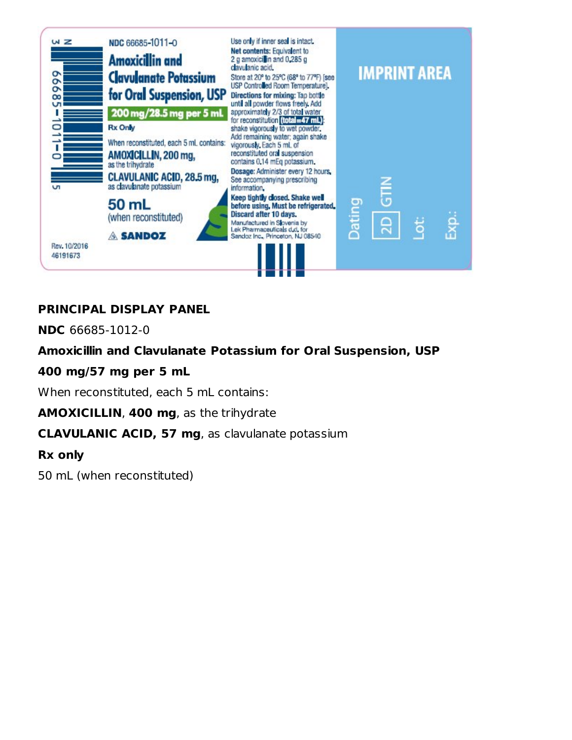NDC 66685-1011-0

**Amoxicillin and Clavulanate Potassium for Oral Suspension, USP**

**200 mg/28.5 mg per 5 mL**

Rx Only

When reconstituted, each 5 mL contains:

**AMOXICILLIN, 200 mg,** as the trihydrate

**CLAVULANIC ACID, 28.5 mg,** as clavulanate potassium

**50 mL** (when reconstituted)

SANDOZ

Use only if inner seal is intact.

**Net contents:** Equivalent to 2 g amoxicillin and 0.285 g clavulanic acid.

Store at 20° to 25°C (68° to 77°F) [see USP Controlled Room Temperature].

**Directions for mixing:** Tap bottle until all powder flows freely. Add approximately 2/3 of total water for reconstitution (total=47 mL): shake vigorously to wet powder. Add remaining water; again shake vigorously. Each 5 mL of reconstituted oral suspension contains 0.14 mEq potassium.

**Dosage:** Administer every 12 hours. See accompanying prescribing information.

**Keep tightly closed. Shake well before using. Must be refrigerated. Discard after 10 days.**

Manufactured in Slovenia by Lek Pharmaceuticals d.d. for Sandoz Inc., Princeton, NJ 08540

IMPRINT AREA

Dating 2D GTIN Lot: Exp.:

Rev. 10/2016
46191673

3 N 66685-1011-0 5

**PRINCIPAL DISPLAY PANEL**

**NDC** 66685-1012-0

**Amoxicillin and Clavulanate Potassium for Oral Suspension, USP**

**400 mg/57 mg per 5 mL**

When reconstituted, each 5 mL contains:

**AMOXICILLIN**, **400 mg**, as the trihydrate

**CLAVULANIC ACID, 57 mg**, as clavulanate potassium

**Rx only**

50 mL (when reconstituted)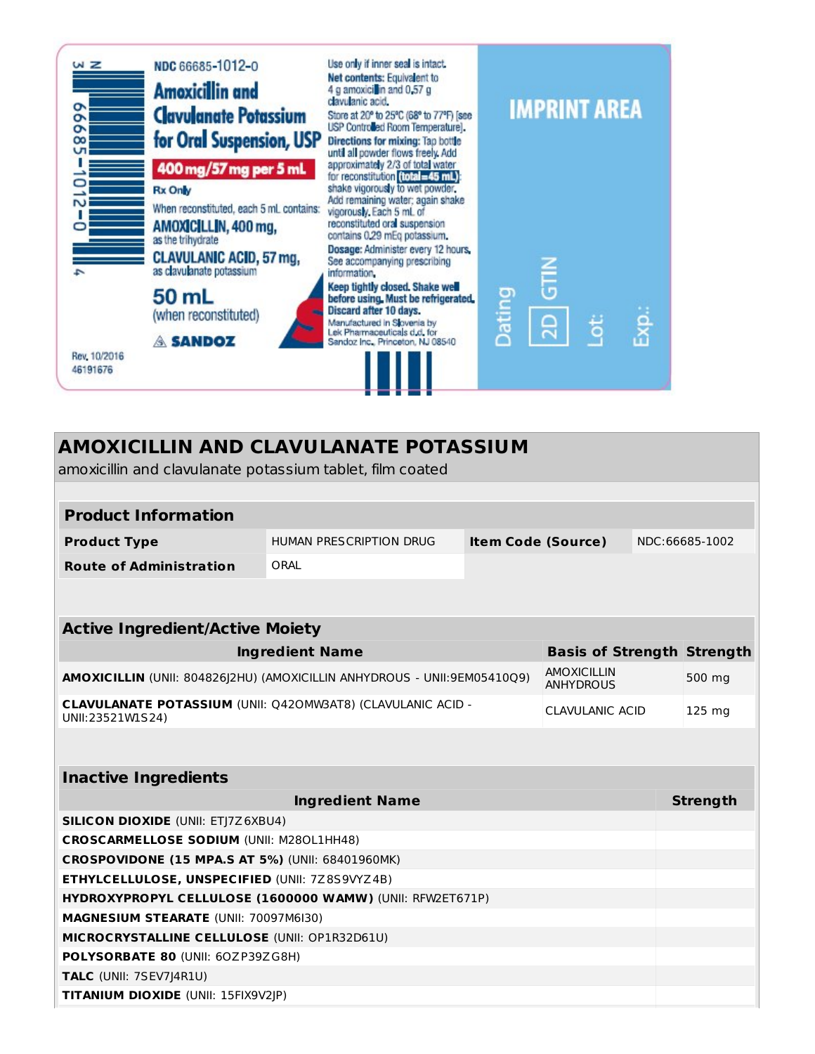3 N 66685-1012-0 4

NDC 66685-1012-0

**Amoxicillin and Clavulanate Potassium for Oral Suspension, USP**

**400 mg/57 mg per 5 mL**

**Rx Only**

When reconstituted, each 5 mL contains:

**AMOXICILLIN, 400 mg,**
as the trihydrate

**CLAVULANIC ACID, 57 mg,**
as clavulanate potassium

**50 mL**
(when reconstituted)

**SANDOZ**

Use only if inner seal is intact.

**Net contents:** Equivalent to 4 g amoxicillin and 0.57 g clavulanic acid.

Store at 20° to 25°C (68° to 77°F) [see USP Controlled Room Temperature].

**Directions for mixing:** Tap bottle until all powder flows freely. Add approximately 2/3 of total water for reconstitution (total=45 mL); shake vigorously to wet powder. Add remaining water; again shake vigorously. Each 5 mL of reconstituted oral suspension contains 0.29 mEq potassium.

**Dosage:** Administer every 12 hours. See accompanying prescribing information.

**Keep tightly closed. Shake well before using. Must be refrigerated. Discard after 10 days.**

Manufactured in Slovenia by Lek Pharmaceuticals d.d. for Sandoz Inc., Princeton, NJ 08540

IMPRINT AREA

Dating 2D GTIN Lot: Exp.:

Rev. 10/2016
46191676

# AMOXICILLIN AND CLAVULANATE POTASSIUM

amoxicillin and clavulanate potassium tablet, film coated

| **Product Information** | | | |
|---|---|---|---|
| **Product Type** | HUMAN PRESCRIPTION DRUG | **Item Code (Source)** | NDC:66685-1002 |
| **Route of Administration** | ORAL | | |

| **Active Ingredient/Active Moiety** | | |
|---|---|---|
| **Ingredient Name** | **Basis of Strength** | **Strength** |
| **AMOXICILLIN** (UNII: 804826J2HU) (AMOXICILLIN ANHYDROUS - UNII:9EM05410Q9) | AMOXICILLIN ANHYDROUS | 500 mg |
| **CLAVULANATE POTASSIUM** (UNII: Q42OMW3AT8) (CLAVULANIC ACID - UNII:23521W1S24) | CLAVULANIC ACID | 125 mg |

| **Inactive Ingredients** | |
|---|---|
| **Ingredient Name** | **Strength** |
| **SILICON DIOXIDE** (UNII: ETJ7Z6XBU4) | |
| **CROSCARMELLOSE SODIUM** (UNII: M28OL1HH48) | |
| **CROSPOVIDONE (15 MPA.S AT 5%)** (UNII: 68401960MK) | |
| **ETHYLCELLULOSE, UNSPECIFIED** (UNII: 7Z8S9VYZ4B) | |
| **HYDROXYPROPYL CELLULOSE (1600000 WAMW)** (UNII: RFW2ET671P) | |
| **MAGNESIUM STEARATE** (UNII: 70097M6I30) | |
| **MICROCRYSTALLINE CELLULOSE** (UNII: OP1R32D61U) | |
| **POLYSORBATE 80** (UNII: 6OZP39ZG8H) | |
| **TALC** (UNII: 7SEV7J4R1U) | |
| **TITANIUM DIOXIDE** (UNII: 15FIX9V2JP) | |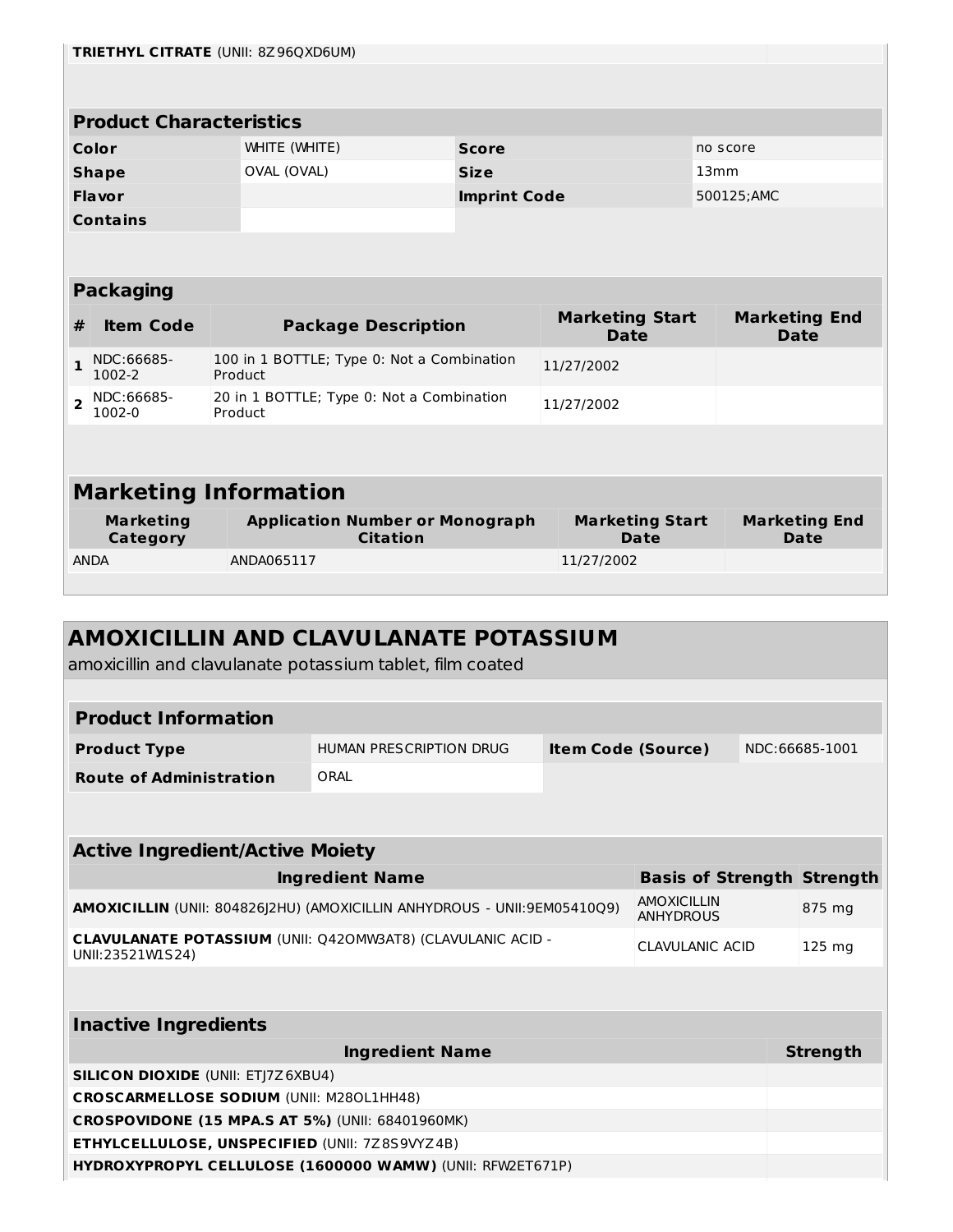| | |
|---|---|
| **TRIETHYL CITRATE** (UNII: 8Z96QXD6UM) | |

### Product Characteristics

| | | | |
|---|---|---|---|
| **Color** | WHITE (WHITE) | **Score** | no score |
| **Shape** | OVAL (OVAL) | **Size** | 13mm |
| **Flavor** | | **Imprint Code** | 500125;AMC |
| **Contains** | | | |

### Packaging

| # | Item Code | Package Description | Marketing Start Date | Marketing End Date |
|---|---|---|---|---|
| 1 | NDC:66685-1002-2 | 100 in 1 BOTTLE; Type 0: Not a Combination Product | 11/27/2002 | |
| 2 | NDC:66685-1002-0 | 20 in 1 BOTTLE; Type 0: Not a Combination Product | 11/27/2002 | |

## Marketing Information

| Marketing Category | Application Number or Monograph Citation | Marketing Start Date | Marketing End Date |
|---|---|---|---|
| ANDA | ANDA065117 | 11/27/2002 | |

# AMOXICILLIN AND CLAVULANATE POTASSIUM

amoxicillin and clavulanate potassium tablet, film coated

### Product Information

| | | | |
|---|---|---|---|
| **Product Type** | HUMAN PRESCRIPTION DRUG | **Item Code (Source)** | NDC:66685-1001 |
| **Route of Administration** | ORAL | | |

### Active Ingredient/Active Moiety

| Ingredient Name | Basis of Strength | Strength |
|---|---|---|
| **AMOXICILLIN** (UNII: 804826J2HU) (AMOXICILLIN ANHYDROUS - UNII:9EM05410Q9) | AMOXICILLIN ANHYDROUS | 875 mg |
| **CLAVULANATE POTASSIUM** (UNII: Q42OMW3AT8) (CLAVULANIC ACID - UNII:23521W1S24) | CLAVULANIC ACID | 125 mg |

### Inactive Ingredients

| Ingredient Name | Strength |
|---|---|
| **SILICON DIOXIDE** (UNII: ETJ7Z6XBU4) | |
| **CROSCARMELLOSE SODIUM** (UNII: M28OL1HH48) | |
| **CROSPOVIDONE (15 MPA.S AT 5%)** (UNII: 68401960MK) | |
| **ETHYLCELLULOSE, UNSPECIFIED** (UNII: 7Z8S9VYZ4B) | |
| **HYDROXYPROPYL CELLULOSE (1600000 WAMW)** (UNII: RFW2ET671P) | |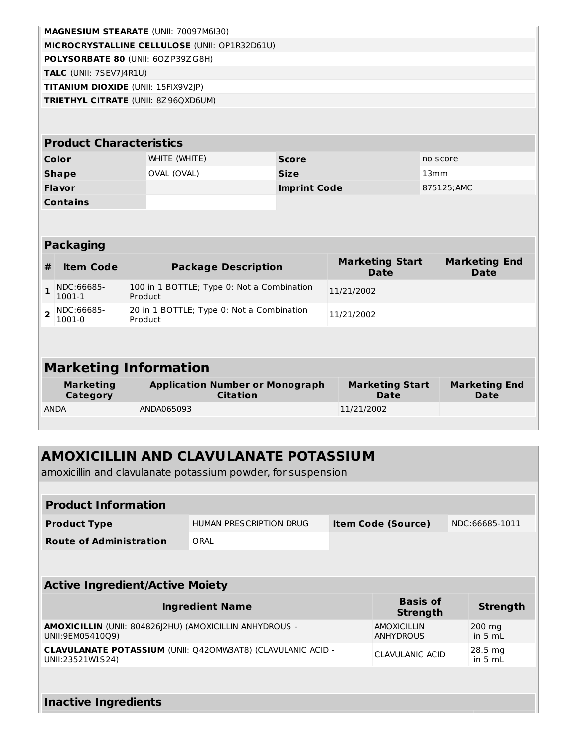| | |
|---|---|
| **MAGNESIUM STEARATE** (UNII: 70097M6I30) | |
| **MICROCRYSTALLINE CELLULOSE** (UNII: OP1R32D61U) | |
| **POLYSORBATE 80** (UNII: 6OZP39ZG8H) | |
| **TALC** (UNII: 7SEV7J4R1U) | |
| **TITANIUM DIOXIDE** (UNII: 15FIX9V2JP) | |
| **TRIETHYL CITRATE** (UNII: 8Z96QXD6UM) | |

| Product Characteristics | | | |
|---|---|---|---|
| **Color** | WHITE (WHITE) | **Score** | no score |
| **Shape** | OVAL (OVAL) | **Size** | 13mm |
| **Flavor** | | **Imprint Code** | 875125;AMC |
| **Contains** | | | |

## Packaging

| # | Item Code | Package Description | Marketing Start Date | Marketing End Date |
|---|---|---|---|---|
| 1 | NDC:66685-1001-1 | 100 in 1 BOTTLE; Type 0: Not a Combination Product | 11/21/2002 | |
| 2 | NDC:66685-1001-0 | 20 in 1 BOTTLE; Type 0: Not a Combination Product | 11/21/2002 | |

## Marketing Information

| Marketing Category | Application Number or Monograph Citation | Marketing Start Date | Marketing End Date |
|---|---|---|---|
| ANDA | ANDA065093 | 11/21/2002 | |

# AMOXICILLIN AND CLAVULANATE POTASSIUM

amoxicillin and clavulanate potassium powder, for suspension

| Product Information | | | |
|---|---|---|---|
| **Product Type** | HUMAN PRESCRIPTION DRUG | **Item Code (Source)** | NDC:66685-1011 |
| **Route of Administration** | ORAL | | |

## Active Ingredient/Active Moiety

| Ingredient Name | Basis of Strength | Strength |
|---|---|---|
| **AMOXICILLIN** (UNII: 804826J2HU) (AMOXICILLIN ANHYDROUS - UNII:9EM05410Q9) | AMOXICILLIN ANHYDROUS | 200 mg in 5 mL |
| **CLAVULANATE POTASSIUM** (UNII: Q42OMW3AT8) (CLAVULANIC ACID - UNII:23521W1S24) | CLAVULANIC ACID | 28.5 mg in 5 mL |

## Inactive Ingredients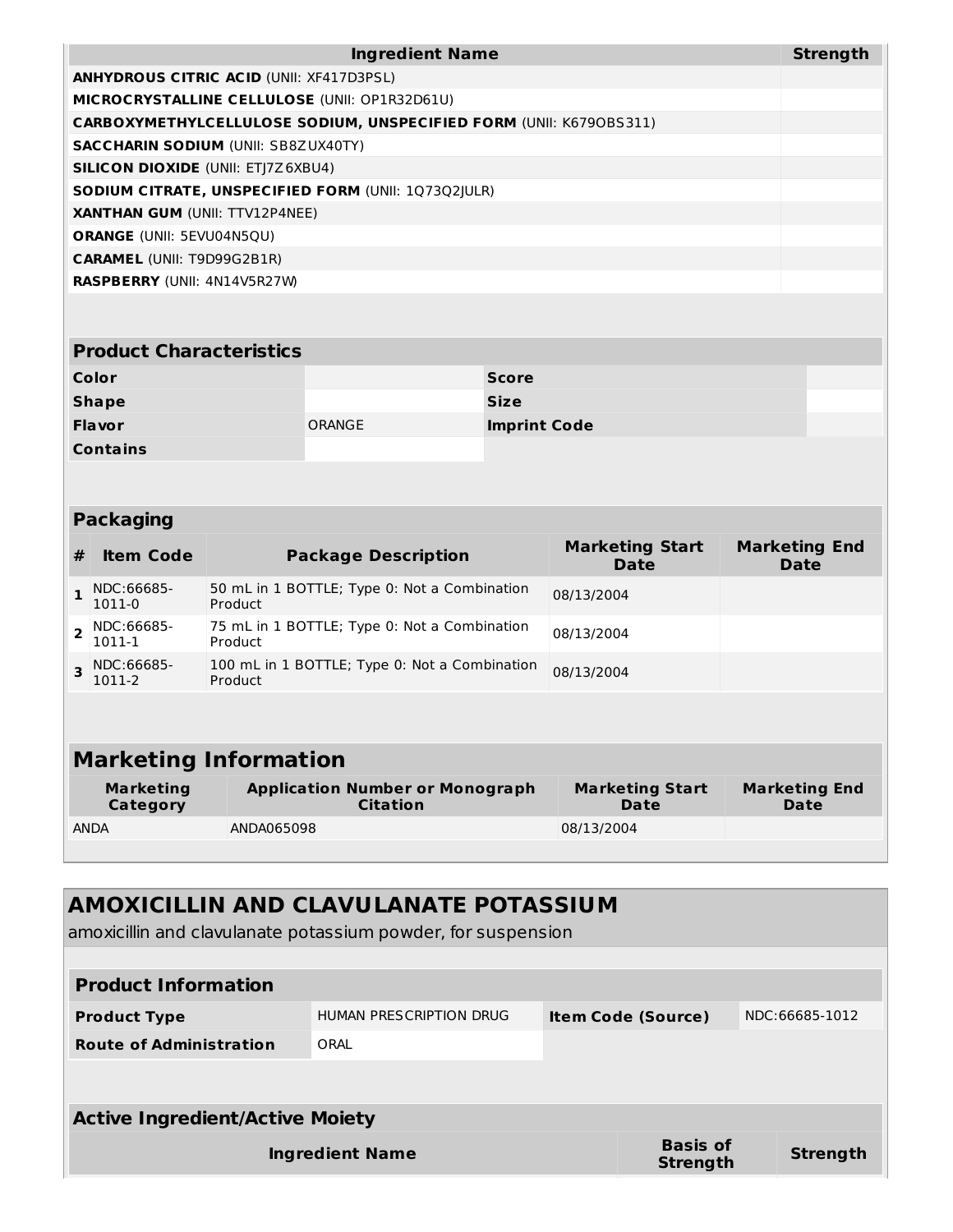| Ingredient Name | Strength |
|---|---|
| **ANHYDROUS CITRIC ACID** (UNII: XF417D3PSL) | |
| **MICROCRYSTALLINE CELLULOSE** (UNII: OP1R32D61U) | |
| **CARBOXYMETHYLCELLULOSE SODIUM, UNSPECIFIED FORM** (UNII: K679OBS311) | |
| **SACCHARIN SODIUM** (UNII: SB8ZUX40TY) | |
| **SILICON DIOXIDE** (UNII: ETJ7Z6XBU4) | |
| **SODIUM CITRATE, UNSPECIFIED FORM** (UNII: 1Q73Q2JULR) | |
| **XANTHAN GUM** (UNII: TTV12P4NEE) | |
| **ORANGE** (UNII: 5EVU04N5QU) | |
| **CARAMEL** (UNII: T9D99G2B1R) | |
| **RASPBERRY** (UNII: 4N14V5R27W) | |

## Product Characteristics

| | | | |
|---|---|---|---|
| **Color** | | **Score** | |
| **Shape** | | **Size** | |
| **Flavor** | ORANGE | **Imprint Code** | |
| **Contains** | | | |

## Packaging

| # | Item Code | Package Description | Marketing Start Date | Marketing End Date |
|---|---|---|---|---|
| 1 | NDC:66685-1011-0 | 50 mL in 1 BOTTLE; Type 0: Not a Combination Product | 08/13/2004 | |
| 2 | NDC:66685-1011-1 | 75 mL in 1 BOTTLE; Type 0: Not a Combination Product | 08/13/2004 | |
| 3 | NDC:66685-1011-2 | 100 mL in 1 BOTTLE; Type 0: Not a Combination Product | 08/13/2004 | |

## Marketing Information

| Marketing Category | Application Number or Monograph Citation | Marketing Start Date | Marketing End Date |
|---|---|---|---|
| ANDA | ANDA065098 | 08/13/2004 | |

# AMOXICILLIN AND CLAVULANATE POTASSIUM

amoxicillin and clavulanate potassium powder, for suspension

## Product Information

| | | | |
|---|---|---|---|
| **Product Type** | HUMAN PRESCRIPTION DRUG | **Item Code (Source)** | NDC:66685-1012 |
| **Route of Administration** | ORAL | | |

## Active Ingredient/Active Moiety

| Ingredient Name | Basis of Strength | Strength |
|---|---|---|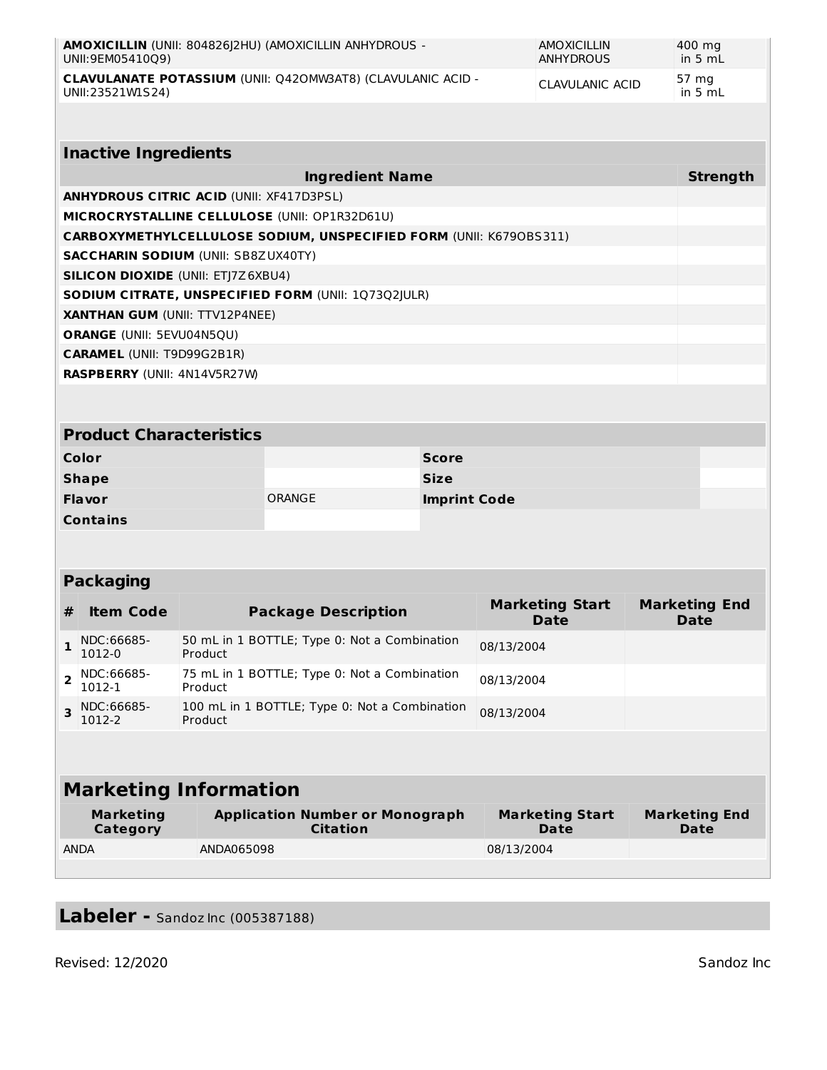| | | |
|---|---|---|
| **AMOXICILLIN** (UNII: 804826J2HU) (AMOXICILLIN ANHYDROUS - UNII:9EM05410Q9) | AMOXICILLIN ANHYDROUS | 400 mg in 5 mL |
| **CLAVULANATE POTASSIUM** (UNII: Q42OMW3AT8) (CLAVULANIC ACID - UNII:23521W1S24) | CLAVULANIC ACID | 57 mg in 5 mL |

**Inactive Ingredients**

| Ingredient Name | Strength |
|---|---|
| **ANHYDROUS CITRIC ACID** (UNII: XF417D3PSL) | |
| **MICROCRYSTALLINE CELLULOSE** (UNII: OP1R32D61U) | |
| **CARBOXYMETHYLCELLULOSE SODIUM, UNSPECIFIED FORM** (UNII: K679OBS311) | |
| **SACCHARIN SODIUM** (UNII: SB8ZUX40TY) | |
| **SILICON DIOXIDE** (UNII: ETJ7Z6XBU4) | |
| **SODIUM CITRATE, UNSPECIFIED FORM** (UNII: 1Q73Q2JULR) | |
| **XANTHAN GUM** (UNII: TTV12P4NEE) | |
| **ORANGE** (UNII: 5EVU04N5QU) | |
| **CARAMEL** (UNII: T9D99G2B1R) | |
| **RASPBERRY** (UNII: 4N14V5R27W) | |

**Product Characteristics**

| | | | |
|---|---|---|---|
| **Color** | | **Score** | |
| **Shape** | | **Size** | |
| **Flavor** | ORANGE | **Imprint Code** | |
| **Contains** | | | |

**Packaging**

| # | Item Code | Package Description | Marketing Start Date | Marketing End Date |
|---|---|---|---|---|
| 1 | NDC:66685-1012-0 | 50 mL in 1 BOTTLE; Type 0: Not a Combination Product | 08/13/2004 | |
| 2 | NDC:66685-1012-1 | 75 mL in 1 BOTTLE; Type 0: Not a Combination Product | 08/13/2004 | |
| 3 | NDC:66685-1012-2 | 100 mL in 1 BOTTLE; Type 0: Not a Combination Product | 08/13/2004 | |

**Marketing Information**

| Marketing Category | Application Number or Monograph Citation | Marketing Start Date | Marketing End Date |
|---|---|---|---|
| ANDA | ANDA065098 | 08/13/2004 | |

**Labeler -** Sandoz Inc (005387188)

Revised: 12/2020

Sandoz Inc